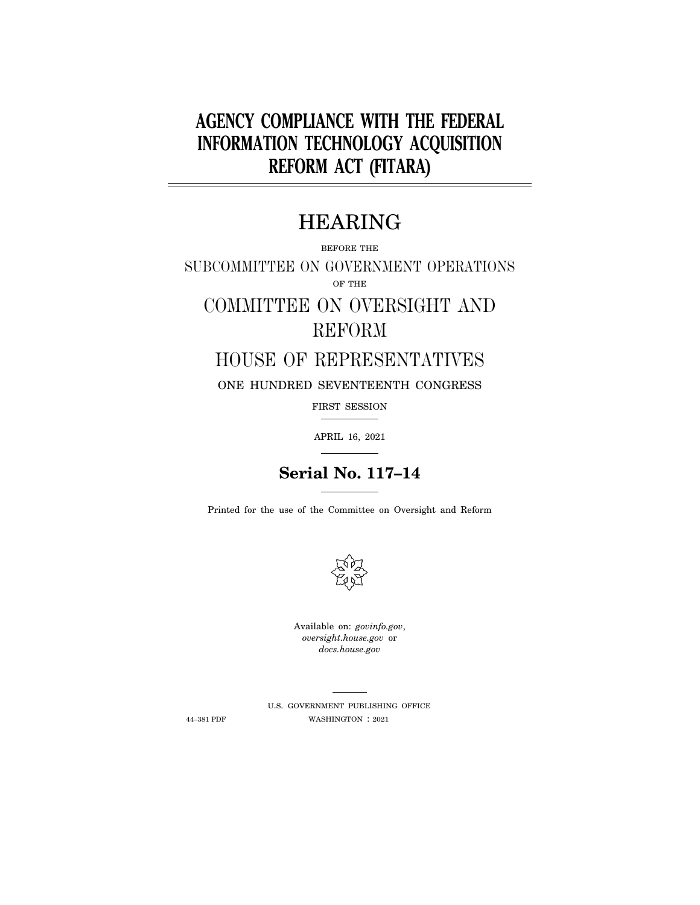# AGENCY COMPLIANCE WITH THE FEDERAL INFORMATION TECHNOLOGY ACQUISITION REFORM ACT (FITARA)

## HEARING

BEFORE THE

SUBCOMMITTEE ON GOVERNMENT OPERATIONS

OF THE

COMMITTEE ON OVERSIGHT AND REFORM

HOUSE OF REPRESENTATIVES

ONE HUNDRED SEVENTEENTH CONGRESS

FIRST SESSION

APRIL 16, 2021

**Serial No. 117–14**

Printed for the use of the Committee on Oversight and Reform

Available on: *govinfo.gov*, *oversight.house.gov* or *docs.house.gov*

U.S. GOVERNMENT PUBLISHING OFFICE

44–381 PDF WASHINGTON : 2021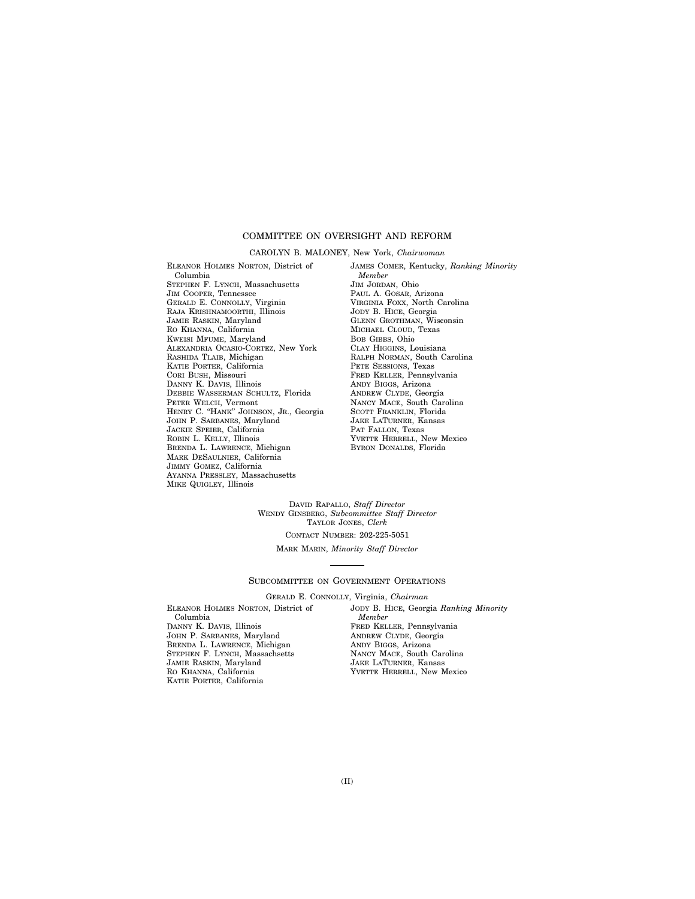## COMMITTEE ON OVERSIGHT AND REFORM

CAROLYN B. MALONEY, New York, *Chairwoman*

ELEANOR HOLMES NORTON, District of Columbia
STEPHEN F. LYNCH, Massachusetts
JIM COOPER, Tennessee
GERALD E. CONNOLLY, Virginia
RAJA KRISHNAMOORTHI, Illinois
JAMIE RASKIN, Maryland
RO KHANNA, California
KWEISI MFUME, Maryland
ALEXANDRIA OCASIO-CORTEZ, New York
RASHIDA TLAIB, Michigan
KATIE PORTER, California
CORI BUSH, Missouri
DANNY K. DAVIS, Illinois
DEBBIE WASSERMAN SCHULTZ, Florida
PETER WELCH, Vermont
HENRY C. "HANK" JOHNSON, JR., Georgia
JOHN P. SARBANES, Maryland
JACKIE SPEIER, California
ROBIN L. KELLY, Illinois
BRENDA L. LAWRENCE, Michigan
MARK DESAULNIER, California
JIMMY GOMEZ, California
AYANNA PRESSLEY, Massachusetts
MIKE QUIGLEY, Illinois

JAMES COMER, Kentucky, *Ranking Minority Member*
JIM JORDAN, Ohio
PAUL A. GOSAR, Arizona
VIRGINIA FOXX, North Carolina
JODY B. HICE, Georgia
GLENN GROTHMAN, Wisconsin
MICHAEL CLOUD, Texas
BOB GIBBS, Ohio
CLAY HIGGINS, Louisiana
RALPH NORMAN, South Carolina
PETE SESSIONS, Texas
FRED KELLER, Pennsylvania
ANDY BIGGS, Arizona
ANDREW CLYDE, Georgia
NANCY MACE, South Carolina
SCOTT FRANKLIN, Florida
JAKE LATURNER, Kansas
PAT FALLON, Texas
YVETTE HERRELL, New Mexico
BYRON DONALDS, Florida

DAVID RAPALLO, *Staff Director*
WENDY GINSBERG, *Subcommittee Staff Director*
TAYLOR JONES, *Clerk*
CONTACT NUMBER: 202-225-5051
MARK MARIN, *Minority Staff Director*

---

### SUBCOMMITTEE ON GOVERNMENT OPERATIONS

GERALD E. CONNOLLY, Virginia, *Chairman*

ELEANOR HOLMES NORTON, District of Columbia
DANNY K. DAVIS, Illinois
JOHN P. SARBANES, Maryland
BRENDA L. LAWRENCE, Michigan
STEPHEN F. LYNCH, Massachsetts
JAMIE RASKIN, Maryland
RO KHANNA, California
KATIE PORTER, California

JODY B. HICE, Georgia *Ranking Minority Member*
FRED KELLER, Pennsylvania
ANDREW CLYDE, Georgia
ANDY BIGGS, Arizona
NANCY MACE, South Carolina
JAKE LATURNER, Kansas
YVETTE HERRELL, New Mexico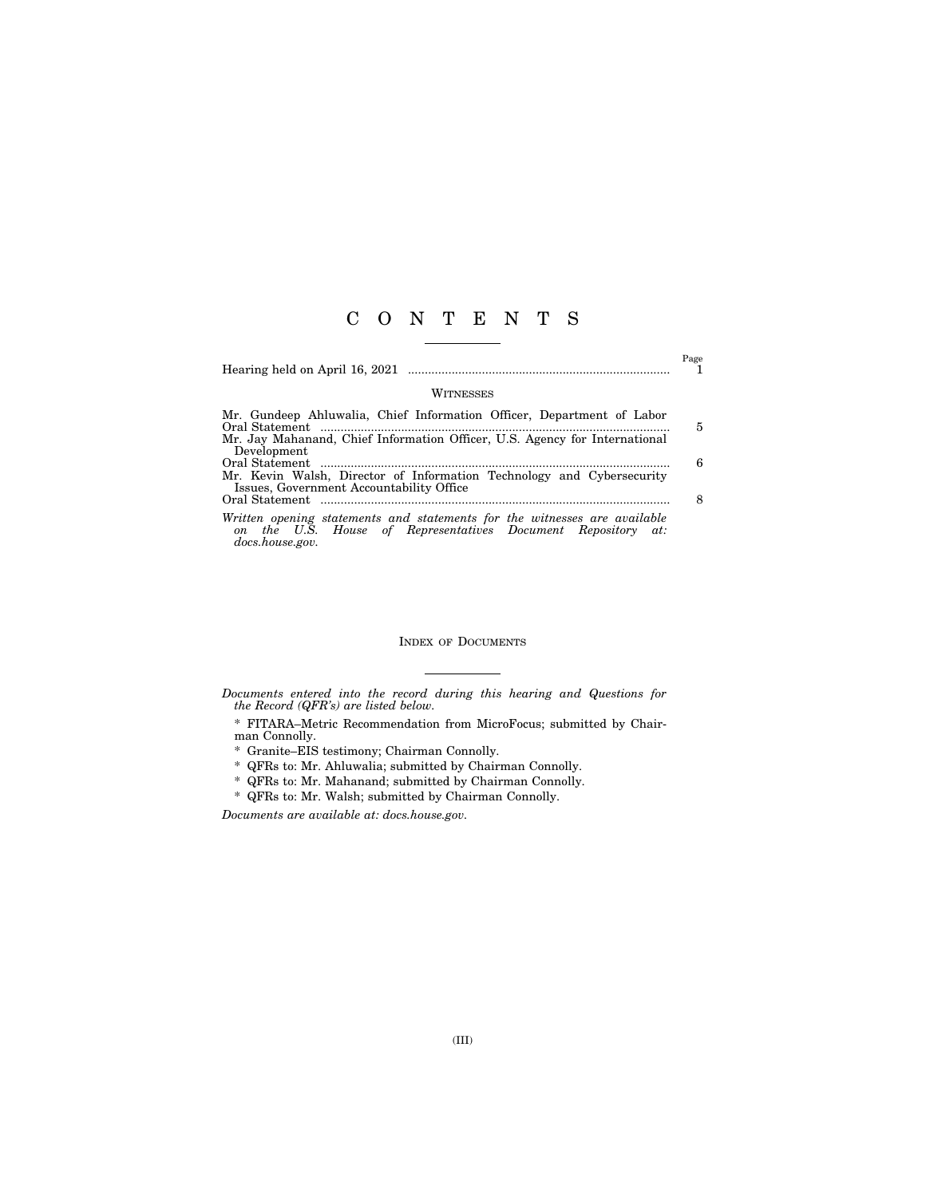# C O N T E N T S

| | Page |
|---|---|
| Hearing held on April 16, 2021 | 1 |

### Witnesses

| | |
|---|---|
| Mr. Gundeep Ahluwalia, Chief Information Officer, Department of Labor | |
| Oral Statement | 5 |
| Mr. Jay Mahanand, Chief Information Officer, U.S. Agency for International Development | |
| Oral Statement | 6 |
| Mr. Kevin Walsh, Director of Information Technology and Cybersecurity Issues, Government Accountability Office | |
| Oral Statement | 8 |

*Written opening statements and statements for the witnesses are available on the U.S. House of Representatives Document Repository at: docs.house.gov.*

## Index of Documents

*Documents entered into the record during this hearing and Questions for the Record (QFR's) are listed below.*

* FITARA–Metric Recommendation from MicroFocus; submitted by Chairman Connolly.
* Granite–EIS testimony; Chairman Connolly.
* QFRs to: Mr. Ahluwalia; submitted by Chairman Connolly.
* QFRs to: Mr. Mahanand; submitted by Chairman Connolly.
* QFRs to: Mr. Walsh; submitted by Chairman Connolly.

*Documents are available at: docs.house.gov.*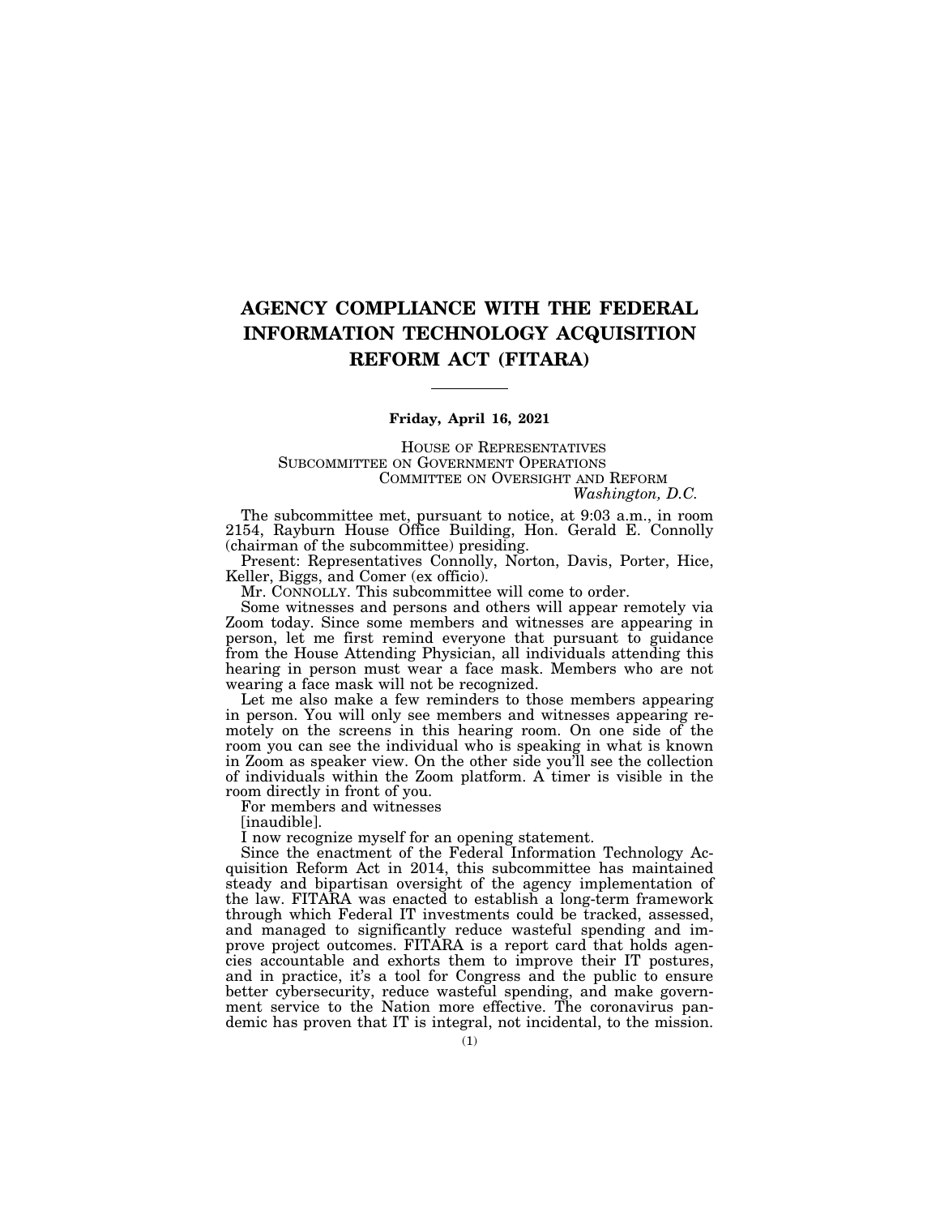# AGENCY COMPLIANCE WITH THE FEDERAL INFORMATION TECHNOLOGY ACQUISITION REFORM ACT (FITARA)

**Friday, April 16, 2021**

HOUSE OF REPRESENTATIVES
SUBCOMMITTEE ON GOVERNMENT OPERATIONS
COMMITTEE ON OVERSIGHT AND REFORM
*Washington, D.C.*

The subcommittee met, pursuant to notice, at 9:03 a.m., in room 2154, Rayburn House Office Building, Hon. Gerald E. Connolly (chairman of the subcommittee) presiding.

Present: Representatives Connolly, Norton, Davis, Porter, Hice, Keller, Biggs, and Comer (ex officio).

Mr. CONNOLLY. This subcommittee will come to order.

Some witnesses and persons and others will appear remotely via Zoom today. Since some members and witnesses are appearing in person, let me first remind everyone that pursuant to guidance from the House Attending Physician, all individuals attending this hearing in person must wear a face mask. Members who are not wearing a face mask will not be recognized.

Let me also make a few reminders to those members appearing in person. You will only see members and witnesses appearing remotely on the screens in this hearing room. On one side of the room you can see the individual who is speaking in what is known in Zoom as speaker view. On the other side you'll see the collection of individuals within the Zoom platform. A timer is visible in the room directly in front of you.

For members and witnesses
[inaudible].

I now recognize myself for an opening statement.

Since the enactment of the Federal Information Technology Acquisition Reform Act in 2014, this subcommittee has maintained steady and bipartisan oversight of the agency implementation of the law. FITARA was enacted to establish a long-term framework through which Federal IT investments could be tracked, assessed, and managed to significantly reduce wasteful spending and improve project outcomes. FITARA is a report card that holds agencies accountable and exhorts them to improve their IT postures, and in practice, it's a tool for Congress and the public to ensure better cybersecurity, reduce wasteful spending, and make government service to the Nation more effective. The coronavirus pandemic has proven that IT is integral, not incidental, to the mission.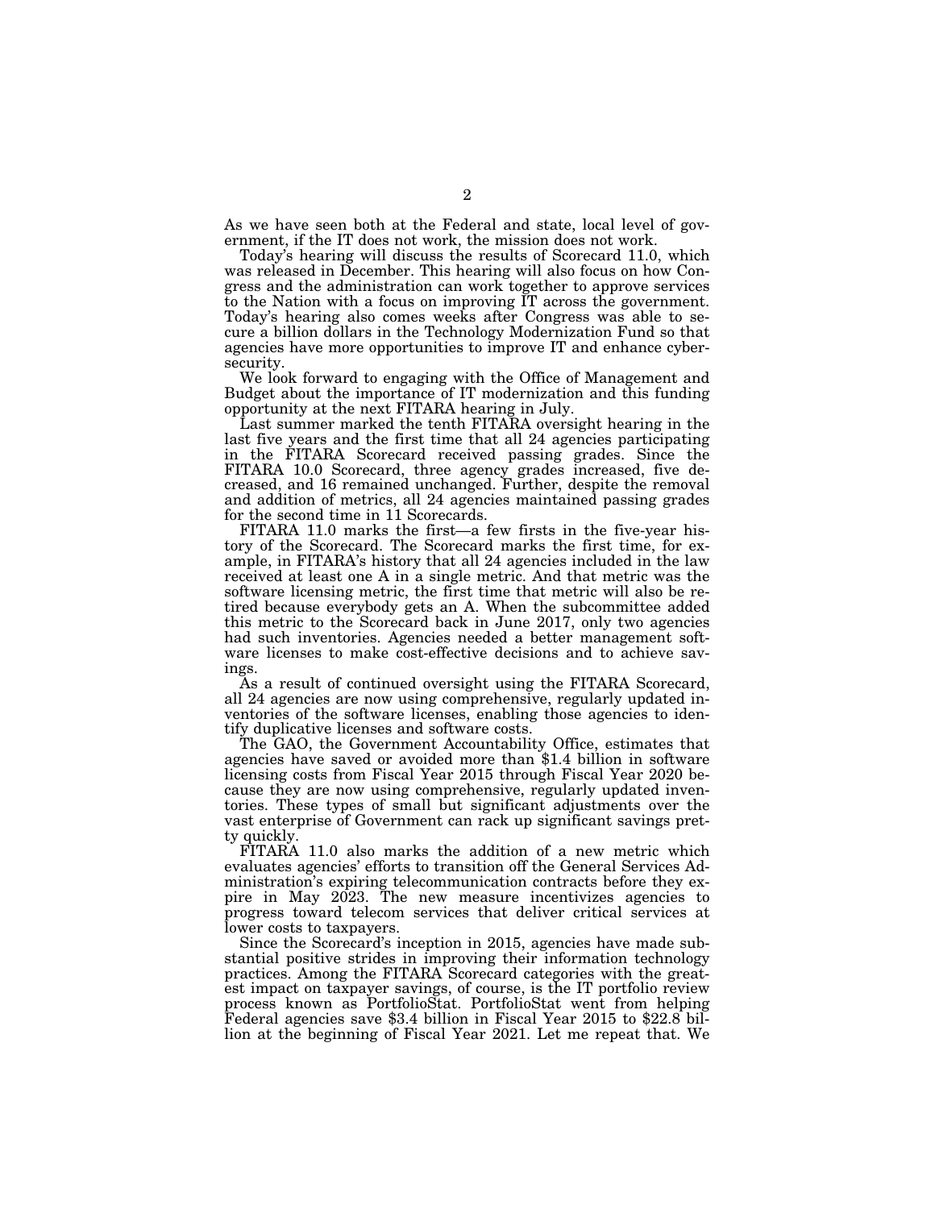As we have seen both at the Federal and state, local level of government, if the IT does not work, the mission does not work.

Today's hearing will discuss the results of Scorecard 11.0, which was released in December. This hearing will also focus on how Congress and the administration can work together to approve services to the Nation with a focus on improving IT across the government. Today's hearing also comes weeks after Congress was able to secure a billion dollars in the Technology Modernization Fund so that agencies have more opportunities to improve IT and enhance cybersecurity.

We look forward to engaging with the Office of Management and Budget about the importance of IT modernization and this funding opportunity at the next FITARA hearing in July.

Last summer marked the tenth FITARA oversight hearing in the last five years and the first time that all 24 agencies participating in the FITARA Scorecard received passing grades. Since the FITARA 10.0 Scorecard, three agency grades increased, five decreased, and 16 remained unchanged. Further, despite the removal and addition of metrics, all 24 agencies maintained passing grades for the second time in 11 Scorecards.

FITARA 11.0 marks the first—a few firsts in the five-year history of the Scorecard. The Scorecard marks the first time, for example, in FITARA's history that all 24 agencies included in the law received at least one A in a single metric. And that metric was the software licensing metric, the first time that metric will also be retired because everybody gets an A. When the subcommittee added this metric to the Scorecard back in June 2017, only two agencies had such inventories. Agencies needed a better management software licenses to make cost-effective decisions and to achieve savings.

As a result of continued oversight using the FITARA Scorecard, all 24 agencies are now using comprehensive, regularly updated inventories of the software licenses, enabling those agencies to identify duplicative licenses and software costs.

The GAO, the Government Accountability Office, estimates that agencies have saved or avoided more than $1.4 billion in software licensing costs from Fiscal Year 2015 through Fiscal Year 2020 because they are now using comprehensive, regularly updated inventories. These types of small but significant adjustments over the vast enterprise of Government can rack up significant savings pretty quickly.

FITARA 11.0 also marks the addition of a new metric which evaluates agencies' efforts to transition off the General Services Administration's expiring telecommunication contracts before they expire in May 2023. The new measure incentivizes agencies to progress toward telecom services that deliver critical services at lower costs to taxpayers.

Since the Scorecard's inception in 2015, agencies have made substantial positive strides in improving their information technology practices. Among the FITARA Scorecard categories with the greatest impact on taxpayer savings, of course, is the IT portfolio review process known as PortfolioStat. PortfolioStat went from helping Federal agencies save $3.4 billion in Fiscal Year 2015 to $22.8 billion at the beginning of Fiscal Year 2021. Let me repeat that. We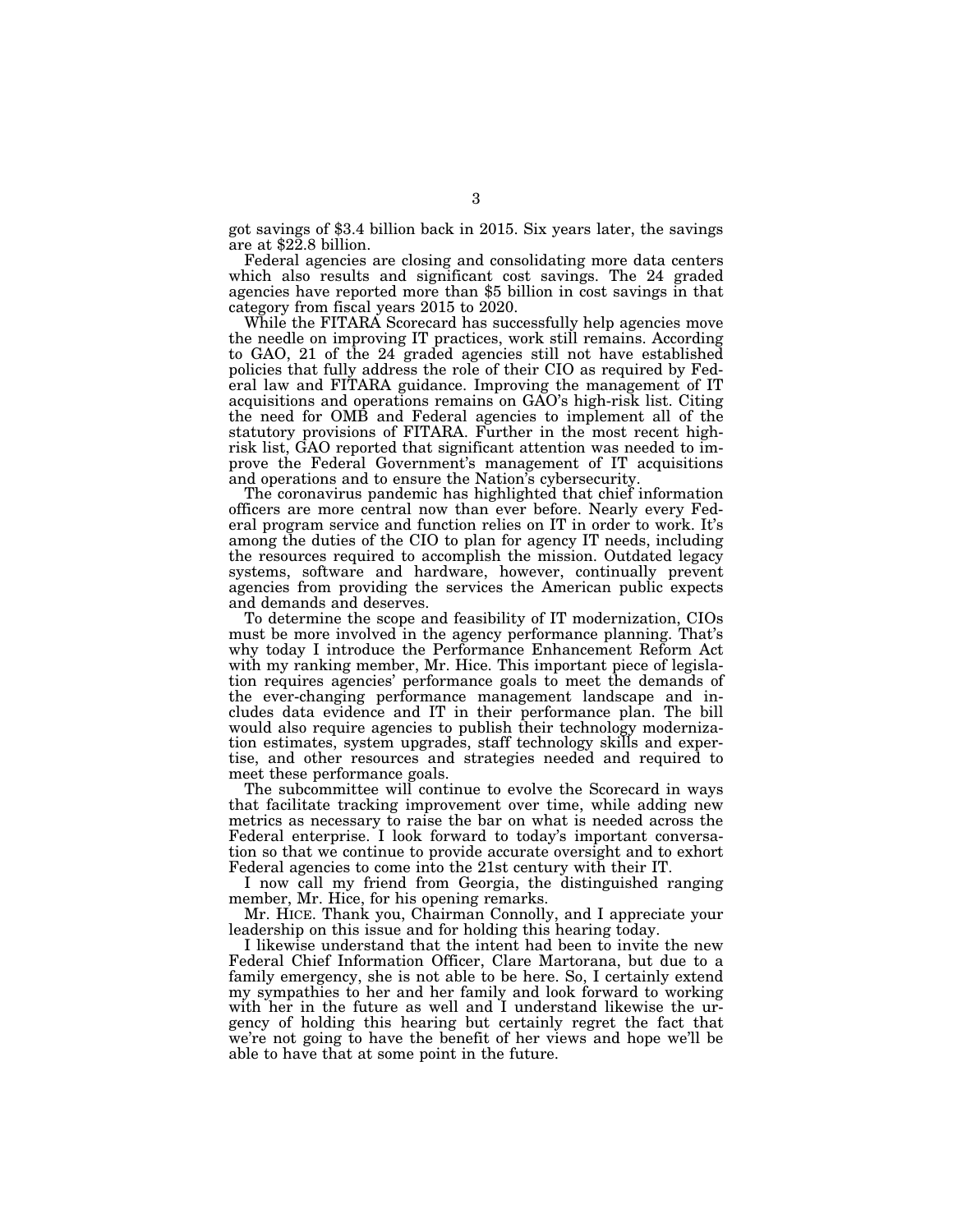got savings of $3.4 billion back in 2015. Six years later, the savings are at $22.8 billion.

Federal agencies are closing and consolidating more data centers which also results and significant cost savings. The 24 graded agencies have reported more than $5 billion in cost savings in that category from fiscal years 2015 to 2020.

While the FITARA Scorecard has successfully help agencies move the needle on improving IT practices, work still remains. According to GAO, 21 of the 24 graded agencies still not have established policies that fully address the role of their CIO as required by Federal law and FITARA guidance. Improving the management of IT acquisitions and operations remains on GAO's high-risk list. Citing the need for OMB and Federal agencies to implement all of the statutory provisions of FITARA. Further in the most recent high-risk list, GAO reported that significant attention was needed to improve the Federal Government's management of IT acquisitions and operations and to ensure the Nation's cybersecurity.

The coronavirus pandemic has highlighted that chief information officers are more central now than ever before. Nearly every Federal program service and function relies on IT in order to work. It's among the duties of the CIO to plan for agency IT needs, including the resources required to accomplish the mission. Outdated legacy systems, software and hardware, however, continually prevent agencies from providing the services the American public expects and demands and deserves.

To determine the scope and feasibility of IT modernization, CIOs must be more involved in the agency performance planning. That's why today I introduce the Performance Enhancement Reform Act with my ranking member, Mr. Hice. This important piece of legislation requires agencies' performance goals to meet the demands of the ever-changing performance management landscape and includes data evidence and IT in their performance plan. The bill would also require agencies to publish their technology modernization estimates, system upgrades, staff technology skills and expertise, and other resources and strategies needed and required to meet these performance goals.

The subcommittee will continue to evolve the Scorecard in ways that facilitate tracking improvement over time, while adding new metrics as necessary to raise the bar on what is needed across the Federal enterprise. I look forward to today's important conversation so that we continue to provide accurate oversight and to exhort Federal agencies to come into the 21st century with their IT.

I now call my friend from Georgia, the distinguished ranging member, Mr. Hice, for his opening remarks.

Mr. HICE. Thank you, Chairman Connolly, and I appreciate your leadership on this issue and for holding this hearing today.

I likewise understand that the intent had been to invite the new Federal Chief Information Officer, Clare Martorana, but due to a family emergency, she is not able to be here. So, I certainly extend my sympathies to her and her family and look forward to working with her in the future as well and I understand likewise the urgency of holding this hearing but certainly regret the fact that we're not going to have the benefit of her views and hope we'll be able to have that at some point in the future.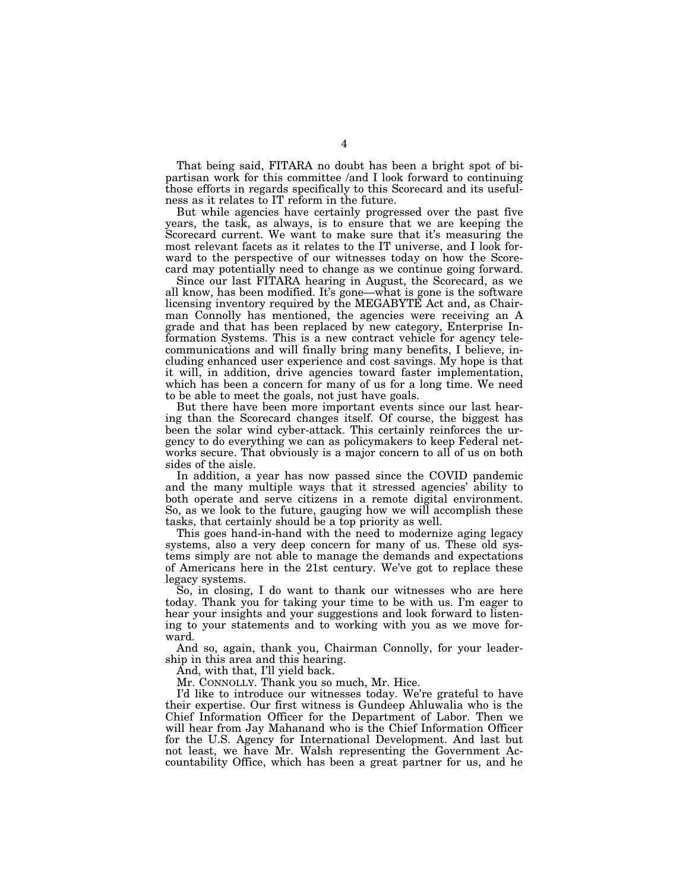That being said, FITARA no doubt has been a bright spot of bipartisan work for this committee /and I look forward to continuing those efforts in regards specifically to this Scorecard and its usefulness as it relates to IT reform in the future.

But while agencies have certainly progressed over the past five years, the task, as always, is to ensure that we are keeping the Scorecard current. We want to make sure that it's measuring the most relevant facets as it relates to the IT universe, and I look forward to the perspective of our witnesses today on how the Scorecard may potentially need to change as we continue going forward.

Since our last FITARA hearing in August, the Scorecard, as we all know, has been modified. It's gone—what is gone is the software licensing inventory required by the MEGABYTE Act and, as Chairman Connolly has mentioned, the agencies were receiving an A grade and that has been replaced by new category, Enterprise Information Systems. This is a new contract vehicle for agency telecommunications and will finally bring many benefits, I believe, including enhanced user experience and cost savings. My hope is that it will, in addition, drive agencies toward faster implementation, which has been a concern for many of us for a long time. We need to be able to meet the goals, not just have goals.

But there have been more important events since our last hearing than the Scorecard changes itself. Of course, the biggest has been the solar wind cyber-attack. This certainly reinforces the urgency to do everything we can as policymakers to keep Federal networks secure. That obviously is a major concern to all of us on both sides of the aisle.

In addition, a year has now passed since the COVID pandemic and the many multiple ways that it stressed agencies' ability to both operate and serve citizens in a remote digital environment. So, as we look to the future, gauging how we will accomplish these tasks, that certainly should be a top priority as well.

This goes hand-in-hand with the need to modernize aging legacy systems, also a very deep concern for many of us. These old systems simply are not able to manage the demands and expectations of Americans here in the 21st century. We've got to replace these legacy systems.

So, in closing, I do want to thank our witnesses who are here today. Thank you for taking your time to be with us. I'm eager to hear your insights and your suggestions and look forward to listening to your statements and to working with you as we move forward.

And so, again, thank you, Chairman Connolly, for your leadership in this area and this hearing.

And, with that, I'll yield back.

Mr. CONNOLLY. Thank you so much, Mr. Hice.

I'd like to introduce our witnesses today. We're grateful to have their expertise. Our first witness is Gundeep Ahluwalia who is the Chief Information Officer for the Department of Labor. Then we will hear from Jay Mahanand who is the Chief Information Officer for the U.S. Agency for International Development. And last but not least, we have Mr. Walsh representing the Government Accountability Office, which has been a great partner for us, and he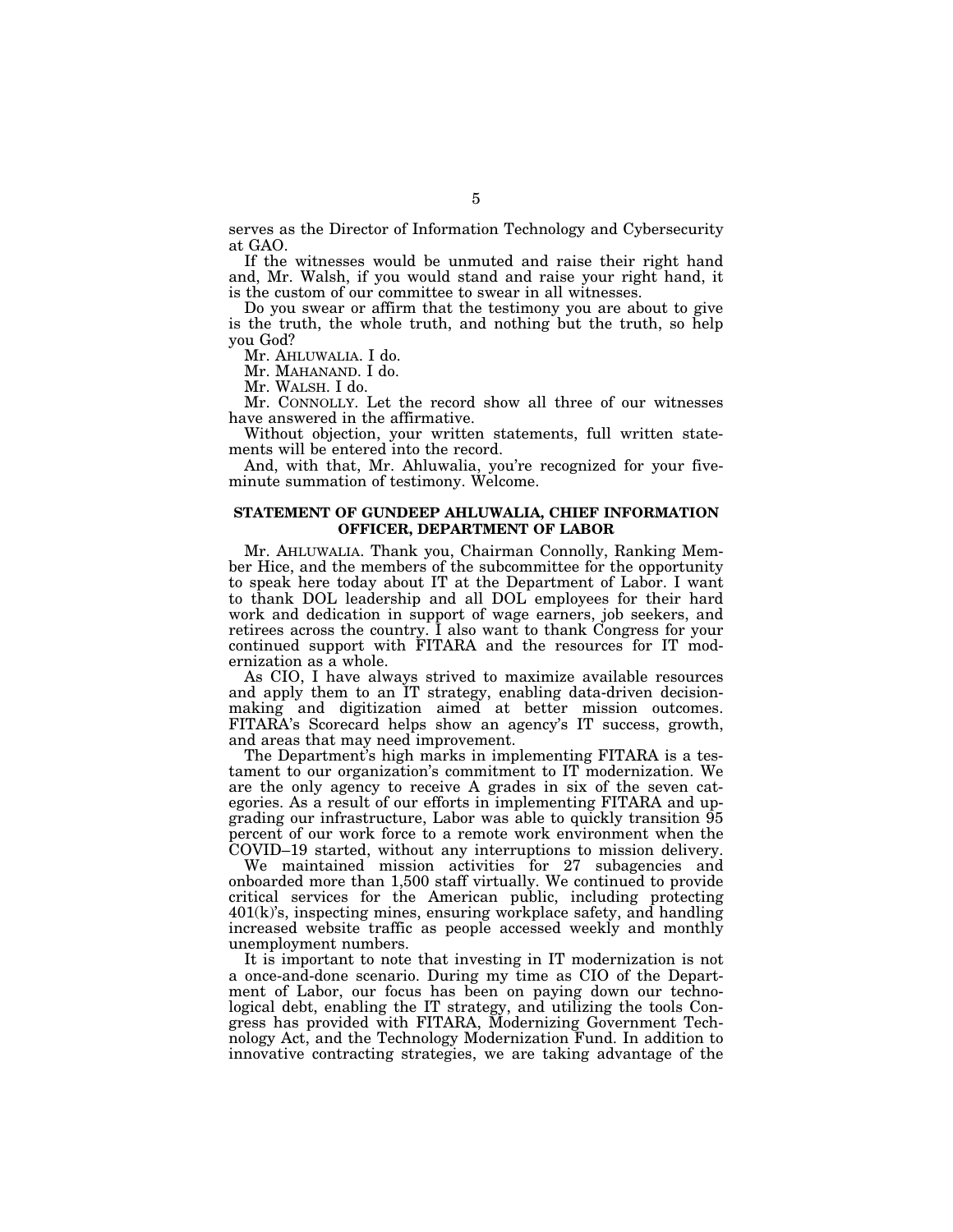serves as the Director of Information Technology and Cybersecurity at GAO.

If the witnesses would be unmuted and raise their right hand and, Mr. Walsh, if you would stand and raise your right hand, it is the custom of our committee to swear in all witnesses.

Do you swear or affirm that the testimony you are about to give is the truth, the whole truth, and nothing but the truth, so help you God?

Mr. AHLUWALIA. I do.

Mr. MAHANAND. I do.

Mr. WALSH. I do.

Mr. CONNOLLY. Let the record show all three of our witnesses have answered in the affirmative.

Without objection, your written statements, full written statements will be entered into the record.

And, with that, Mr. Ahluwalia, you're recognized for your five-minute summation of testimony. Welcome.

## STATEMENT OF GUNDEEP AHLUWALIA, CHIEF INFORMATION OFFICER, DEPARTMENT OF LABOR

Mr. AHLUWALIA. Thank you, Chairman Connolly, Ranking Member Hice, and the members of the subcommittee for the opportunity to speak here today about IT at the Department of Labor. I want to thank DOL leadership and all DOL employees for their hard work and dedication in support of wage earners, job seekers, and retirees across the country. I also want to thank Congress for your continued support with FITARA and the resources for IT modernization as a whole.

As CIO, I have always strived to maximize available resources and apply them to an IT strategy, enabling data-driven decision-making and digitization aimed at better mission outcomes. FITARA's Scorecard helps show an agency's IT success, growth, and areas that may need improvement.

The Department's high marks in implementing FITARA is a testament to our organization's commitment to IT modernization. We are the only agency to receive A grades in six of the seven categories. As a result of our efforts in implementing FITARA and upgrading our infrastructure, Labor was able to quickly transition 95 percent of our work force to a remote work environment when the COVID–19 started, without any interruptions to mission delivery.

We maintained mission activities for 27 subagencies and onboarded more than 1,500 staff virtually. We continued to provide critical services for the American public, including protecting 401(k)'s, inspecting mines, ensuring workplace safety, and handling increased website traffic as people accessed weekly and monthly unemployment numbers.

It is important to note that investing in IT modernization is not a once-and-done scenario. During my time as CIO of the Department of Labor, our focus has been on paying down our technological debt, enabling the IT strategy, and utilizing the tools Congress has provided with FITARA, Modernizing Government Technology Act, and the Technology Modernization Fund. In addition to innovative contracting strategies, we are taking advantage of the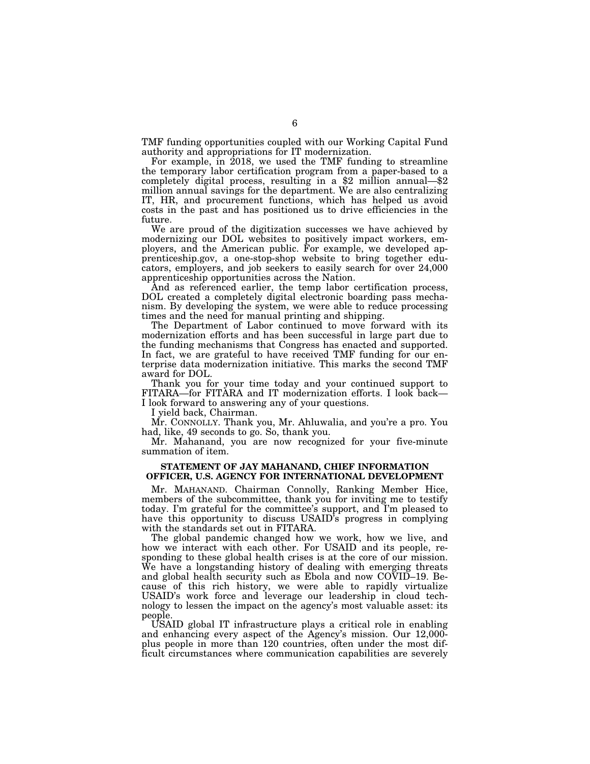TMF funding opportunities coupled with our Working Capital Fund authority and appropriations for IT modernization.

For example, in 2018, we used the TMF funding to streamline the temporary labor certification program from a paper-based to a completely digital process, resulting in a $2 million annual—$2 million annual savings for the department. We are also centralizing IT, HR, and procurement functions, which has helped us avoid costs in the past and has positioned us to drive efficiencies in the future.

We are proud of the digitization successes we have achieved by modernizing our DOL websites to positively impact workers, employers, and the American public. For example, we developed apprenticeship.gov, a one-stop-shop website to bring together educators, employers, and job seekers to easily search for over 24,000 apprenticeship opportunities across the Nation.

And as referenced earlier, the temp labor certification process, DOL created a completely digital electronic boarding pass mechanism. By developing the system, we were able to reduce processing times and the need for manual printing and shipping.

The Department of Labor continued to move forward with its modernization efforts and has been successful in large part due to the funding mechanisms that Congress has enacted and supported. In fact, we are grateful to have received TMF funding for our enterprise data modernization initiative. This marks the second TMF award for DOL.

Thank you for your time today and your continued support to FITARA—for FITARA and IT modernization efforts. I look back—I look forward to answering any of your questions.

I yield back, Chairman.

Mr. CONNOLLY. Thank you, Mr. Ahluwalia, and you're a pro. You had, like, 49 seconds to go. So, thank you.

Mr. Mahanand, you are now recognized for your five-minute summation of item.

## STATEMENT OF JAY MAHANAND, CHIEF INFORMATION OFFICER, U.S. AGENCY FOR INTERNATIONAL DEVELOPMENT

Mr. MAHANAND. Chairman Connolly, Ranking Member Hice, members of the subcommittee, thank you for inviting me to testify today. I'm grateful for the committee's support, and I'm pleased to have this opportunity to discuss USAID's progress in complying with the standards set out in FITARA.

The global pandemic changed how we work, how we live, and how we interact with each other. For USAID and its people, responding to these global health crises is at the core of our mission. We have a longstanding history of dealing with emerging threats and global health security such as Ebola and now COVID–19. Because of this rich history, we were able to rapidly virtualize USAID's work force and leverage our leadership in cloud technology to lessen the impact on the agency's most valuable asset: its people.

USAID global IT infrastructure plays a critical role in enabling and enhancing every aspect of the Agency's mission. Our 12,000-plus people in more than 120 countries, often under the most difficult circumstances where communication capabilities are severely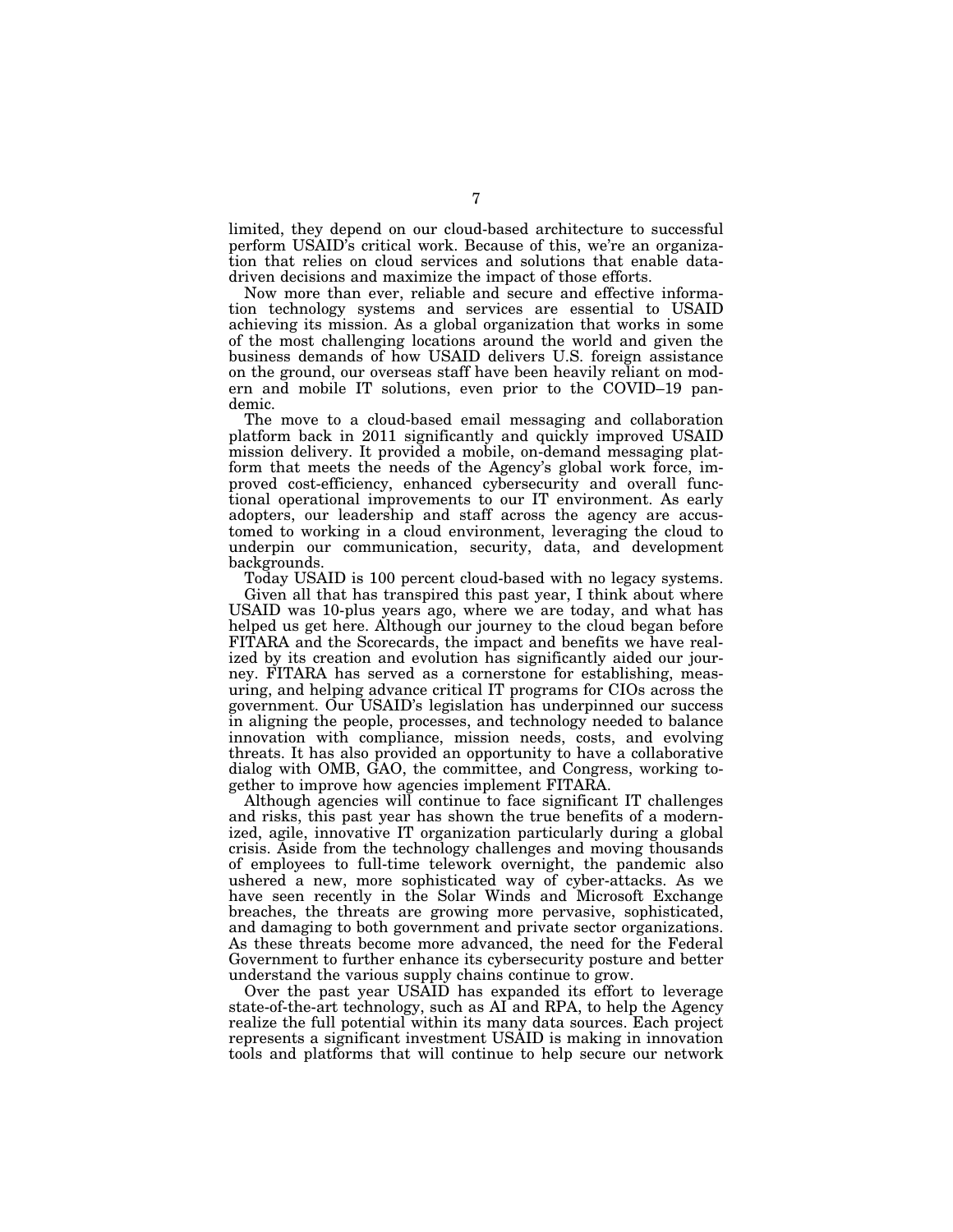limited, they depend on our cloud-based architecture to successful perform USAID's critical work. Because of this, we're an organization that relies on cloud services and solutions that enable data-driven decisions and maximize the impact of those efforts.

Now more than ever, reliable and secure and effective information technology systems and services are essential to USAID achieving its mission. As a global organization that works in some of the most challenging locations around the world and given the business demands of how USAID delivers U.S. foreign assistance on the ground, our overseas staff have been heavily reliant on modern and mobile IT solutions, even prior to the COVID–19 pandemic.

The move to a cloud-based email messaging and collaboration platform back in 2011 significantly and quickly improved USAID mission delivery. It provided a mobile, on-demand messaging platform that meets the needs of the Agency's global work force, improved cost-efficiency, enhanced cybersecurity and overall functional operational improvements to our IT environment. As early adopters, our leadership and staff across the agency are accustomed to working in a cloud environment, leveraging the cloud to underpin our communication, security, data, and development backgrounds.

Today USAID is 100 percent cloud-based with no legacy systems.

Given all that has transpired this past year, I think about where USAID was 10-plus years ago, where we are today, and what has helped us get here. Although our journey to the cloud began before FITARA and the Scorecards, the impact and benefits we have realized by its creation and evolution has significantly aided our journey. FITARA has served as a cornerstone for establishing, measuring, and helping advance critical IT programs for CIOs across the government. Our USAID's legislation has underpinned our success in aligning the people, processes, and technology needed to balance innovation with compliance, mission needs, costs, and evolving threats. It has also provided an opportunity to have a collaborative dialog with OMB, GAO, the committee, and Congress, working together to improve how agencies implement FITARA.

Although agencies will continue to face significant IT challenges and risks, this past year has shown the true benefits of a modernized, agile, innovative IT organization particularly during a global crisis. Aside from the technology challenges and moving thousands of employees to full-time telework overnight, the pandemic also ushered a new, more sophisticated way of cyber-attacks. As we have seen recently in the Solar Winds and Microsoft Exchange breaches, the threats are growing more pervasive, sophisticated, and damaging to both government and private sector organizations. As these threats become more advanced, the need for the Federal Government to further enhance its cybersecurity posture and better understand the various supply chains continue to grow.

Over the past year USAID has expanded its effort to leverage state-of-the-art technology, such as AI and RPA, to help the Agency realize the full potential within its many data sources. Each project represents a significant investment USAID is making in innovation tools and platforms that will continue to help secure our network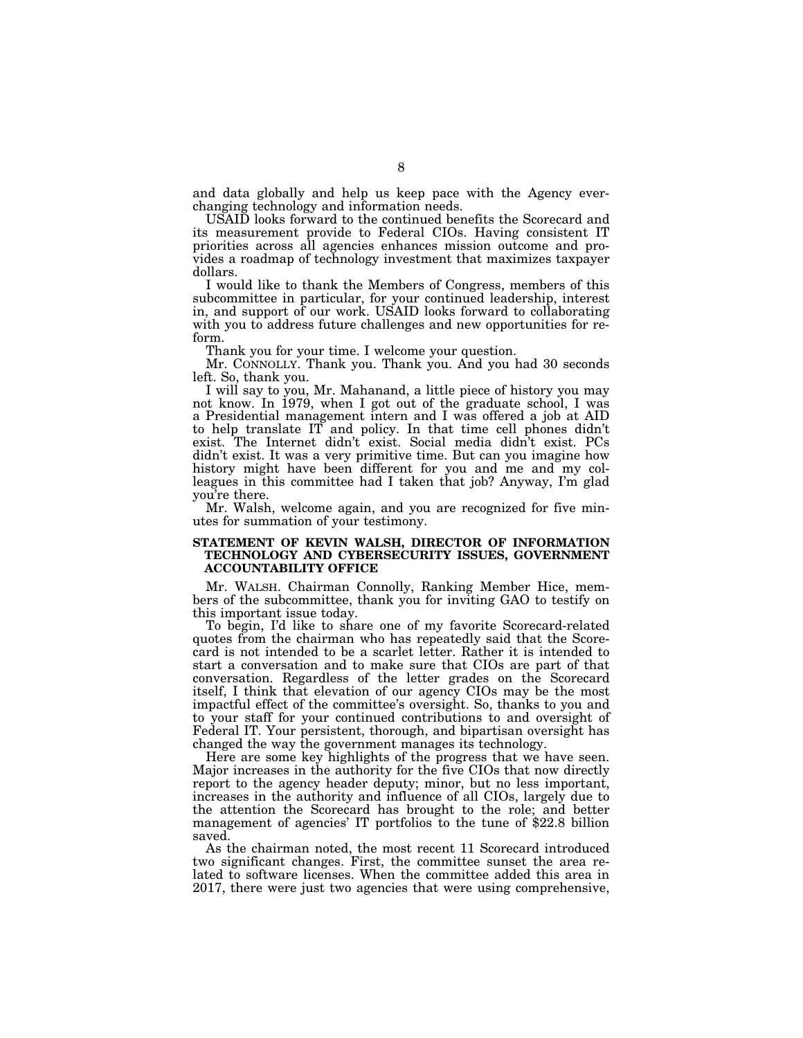and data globally and help us keep pace with the Agency ever-changing technology and information needs.

USAID looks forward to the continued benefits the Scorecard and its measurement provide to Federal CIOs. Having consistent IT priorities across all agencies enhances mission outcome and provides a roadmap of technology investment that maximizes taxpayer dollars.

I would like to thank the Members of Congress, members of this subcommittee in particular, for your continued leadership, interest in, and support of our work. USAID looks forward to collaborating with you to address future challenges and new opportunities for reform.

Thank you for your time. I welcome your question.

Mr. CONNOLLY. Thank you. Thank you. And you had 30 seconds left. So, thank you.

I will say to you, Mr. Mahanand, a little piece of history you may not know. In 1979, when I got out of the graduate school, I was a Presidential management intern and I was offered a job at AID to help translate IT and policy. In that time cell phones didn't exist. The Internet didn't exist. Social media didn't exist. PCs didn't exist. It was a very primitive time. But can you imagine how history might have been different for you and me and my colleagues in this committee had I taken that job? Anyway, I'm glad you're there.

Mr. Walsh, welcome again, and you are recognized for five minutes for summation of your testimony.

**STATEMENT OF KEVIN WALSH, DIRECTOR OF INFORMATION TECHNOLOGY AND CYBERSECURITY ISSUES, GOVERNMENT ACCOUNTABILITY OFFICE**

Mr. WALSH. Chairman Connolly, Ranking Member Hice, members of the subcommittee, thank you for inviting GAO to testify on this important issue today.

To begin, I'd like to share one of my favorite Scorecard-related quotes from the chairman who has repeatedly said that the Scorecard is not intended to be a scarlet letter. Rather it is intended to start a conversation and to make sure that CIOs are part of that conversation. Regardless of the letter grades on the Scorecard itself, I think that elevation of our agency CIOs may be the most impactful effect of the committee's oversight. So, thanks to you and to your staff for your continued contributions to and oversight of Federal IT. Your persistent, thorough, and bipartisan oversight has changed the way the government manages its technology.

Here are some key highlights of the progress that we have seen. Major increases in the authority for the five CIOs that now directly report to the agency header deputy; minor, but no less important, increases in the authority and influence of all CIOs, largely due to the attention the Scorecard has brought to the role; and better management of agencies' IT portfolios to the tune of $22.8 billion saved.

As the chairman noted, the most recent 11 Scorecard introduced two significant changes. First, the committee sunset the area related to software licenses. When the committee added this area in 2017, there were just two agencies that were using comprehensive,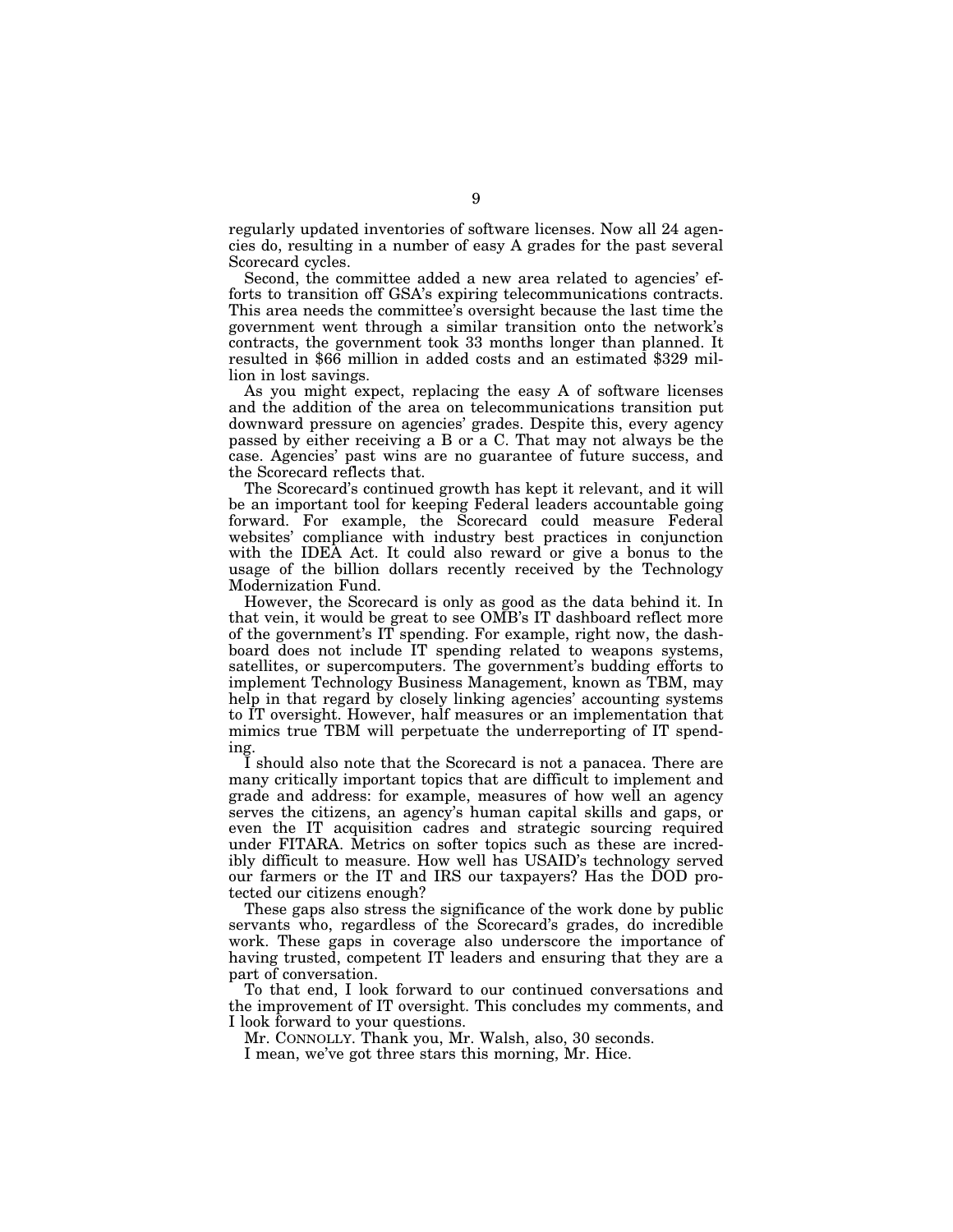regularly updated inventories of software licenses. Now all 24 agencies do, resulting in a number of easy A grades for the past several Scorecard cycles.

Second, the committee added a new area related to agencies' efforts to transition off GSA's expiring telecommunications contracts. This area needs the committee's oversight because the last time the government went through a similar transition onto the network's contracts, the government took 33 months longer than planned. It resulted in $66 million in added costs and an estimated $329 million in lost savings.

As you might expect, replacing the easy A of software licenses and the addition of the area on telecommunications transition put downward pressure on agencies' grades. Despite this, every agency passed by either receiving a B or a C. That may not always be the case. Agencies' past wins are no guarantee of future success, and the Scorecard reflects that.

The Scorecard's continued growth has kept it relevant, and it will be an important tool for keeping Federal leaders accountable going forward. For example, the Scorecard could measure Federal websites' compliance with industry best practices in conjunction with the IDEA Act. It could also reward or give a bonus to the usage of the billion dollars recently received by the Technology Modernization Fund.

However, the Scorecard is only as good as the data behind it. In that vein, it would be great to see OMB's IT dashboard reflect more of the government's IT spending. For example, right now, the dashboard does not include IT spending related to weapons systems, satellites, or supercomputers. The government's budding efforts to implement Technology Business Management, known as TBM, may help in that regard by closely linking agencies' accounting systems to IT oversight. However, half measures or an implementation that mimics true TBM will perpetuate the underreporting of IT spending.

I should also note that the Scorecard is not a panacea. There are many critically important topics that are difficult to implement and grade and address: for example, measures of how well an agency serves the citizens, an agency's human capital skills and gaps, or even the IT acquisition cadres and strategic sourcing required under FITARA. Metrics on softer topics such as these are incredibly difficult to measure. How well has USAID's technology served our farmers or the IT and IRS our taxpayers? Has the DOD protected our citizens enough?

These gaps also stress the significance of the work done by public servants who, regardless of the Scorecard's grades, do incredible work. These gaps in coverage also underscore the importance of having trusted, competent IT leaders and ensuring that they are a part of conversation.

To that end, I look forward to our continued conversations and the improvement of IT oversight. This concludes my comments, and I look forward to your questions.

Mr. CONNOLLY. Thank you, Mr. Walsh, also, 30 seconds.

I mean, we've got three stars this morning, Mr. Hice.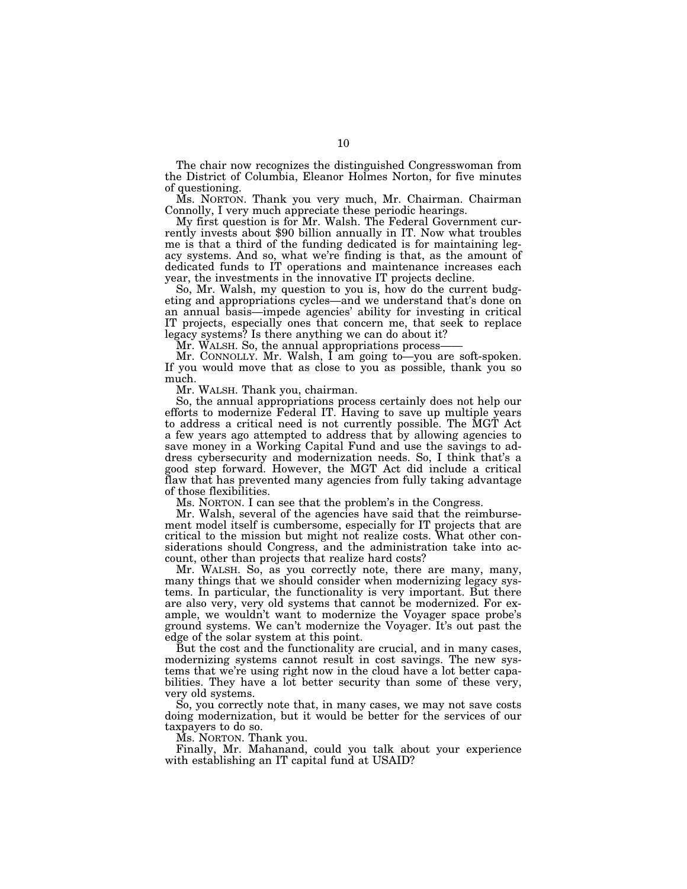The chair now recognizes the distinguished Congresswoman from the District of Columbia, Eleanor Holmes Norton, for five minutes of questioning.

Ms. NORTON. Thank you very much, Mr. Chairman. Chairman Connolly, I very much appreciate these periodic hearings.

My first question is for Mr. Walsh. The Federal Government currently invests about $90 billion annually in IT. Now what troubles me is that a third of the funding dedicated is for maintaining legacy systems. And so, what we're finding is that, as the amount of dedicated funds to IT operations and maintenance increases each year, the investments in the innovative IT projects decline.

So, Mr. Walsh, my question to you is, how do the current budgeting and appropriations cycles—and we understand that's done on an annual basis—impede agencies' ability for investing in critical IT projects, especially ones that concern me, that seek to replace legacy systems? Is there anything we can do about it?

Mr. WALSH. So, the annual appropriations process——

Mr. CONNOLLY. Mr. Walsh, I am going to—you are soft-spoken. If you would move that as close to you as possible, thank you so much.

Mr. WALSH. Thank you, chairman.

So, the annual appropriations process certainly does not help our efforts to modernize Federal IT. Having to save up multiple years to address a critical need is not currently possible. The MGT Act a few years ago attempted to address that by allowing agencies to save money in a Working Capital Fund and use the savings to address cybersecurity and modernization needs. So, I think that's a good step forward. However, the MGT Act did include a critical flaw that has prevented many agencies from fully taking advantage of those flexibilities.

Ms. NORTON. I can see that the problem's in the Congress.

Mr. Walsh, several of the agencies have said that the reimbursement model itself is cumbersome, especially for IT projects that are critical to the mission but might not realize costs. What other considerations should Congress, and the administration take into account, other than projects that realize hard costs?

Mr. WALSH. So, as you correctly note, there are many, many, many things that we should consider when modernizing legacy systems. In particular, the functionality is very important. But there are also very, very old systems that cannot be modernized. For example, we wouldn't want to modernize the Voyager space probe's ground systems. We can't modernize the Voyager. It's out past the edge of the solar system at this point.

But the cost and the functionality are crucial, and in many cases, modernizing systems cannot result in cost savings. The new systems that we're using right now in the cloud have a lot better capabilities. They have a lot better security than some of these very, very old systems.

So, you correctly note that, in many cases, we may not save costs doing modernization, but it would be better for the services of our taxpayers to do so.

Ms. NORTON. Thank you.

Finally, Mr. Mahanand, could you talk about your experience with establishing an IT capital fund at USAID?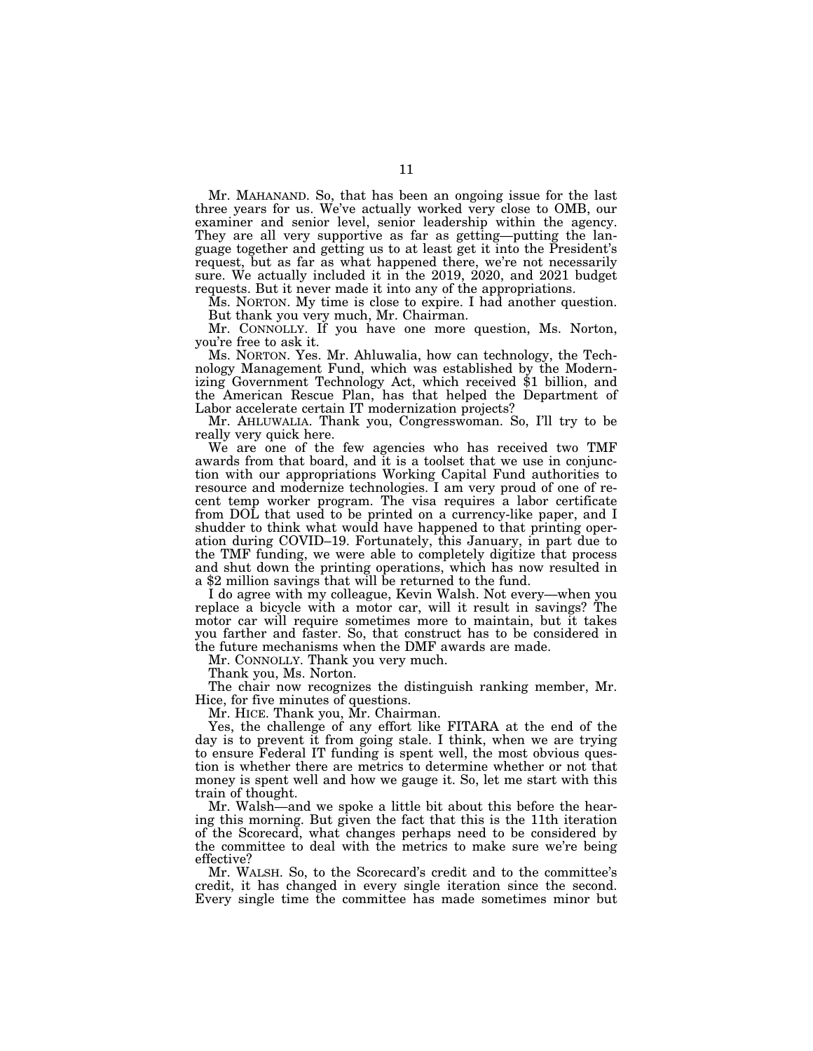Mr. MAHANAND. So, that has been an ongoing issue for the last three years for us. We've actually worked very close to OMB, our examiner and senior level, senior leadership within the agency. They are all very supportive as far as getting—putting the language together and getting us to at least get it into the President's request, but as far as what happened there, we're not necessarily sure. We actually included it in the 2019, 2020, and 2021 budget requests. But it never made it into any of the appropriations.

Ms. NORTON. My time is close to expire. I had another question. But thank you very much, Mr. Chairman.

Mr. CONNOLLY. If you have one more question, Ms. Norton, you're free to ask it.

Ms. NORTON. Yes. Mr. Ahluwalia, how can technology, the Technology Management Fund, which was established by the Modernizing Government Technology Act, which received $1 billion, and the American Rescue Plan, has that helped the Department of Labor accelerate certain IT modernization projects?

Mr. AHLUWALIA. Thank you, Congresswoman. So, I'll try to be really very quick here.

We are one of the few agencies who has received two TMF awards from that board, and it is a toolset that we use in conjunction with our appropriations Working Capital Fund authorities to resource and modernize technologies. I am very proud of one of recent temp worker program. The visa requires a labor certificate from DOL that used to be printed on a currency-like paper, and I shudder to think what would have happened to that printing operation during COVID–19. Fortunately, this January, in part due to the TMF funding, we were able to completely digitize that process and shut down the printing operations, which has now resulted in a $2 million savings that will be returned to the fund.

I do agree with my colleague, Kevin Walsh. Not every—when you replace a bicycle with a motor car, will it result in savings? The motor car will require sometimes more to maintain, but it takes you farther and faster. So, that construct has to be considered in the future mechanisms when the DMF awards are made.

Mr. CONNOLLY. Thank you very much.

Thank you, Ms. Norton.

The chair now recognizes the distinguish ranking member, Mr. Hice, for five minutes of questions.

Mr. HICE. Thank you, Mr. Chairman.

Yes, the challenge of any effort like FITARA at the end of the day is to prevent it from going stale. I think, when we are trying to ensure Federal IT funding is spent well, the most obvious question is whether there are metrics to determine whether or not that money is spent well and how we gauge it. So, let me start with this train of thought.

Mr. Walsh—and we spoke a little bit about this before the hearing this morning. But given the fact that this is the 11th iteration of the Scorecard, what changes perhaps need to be considered by the committee to deal with the metrics to make sure we're being effective?

Mr. WALSH. So, to the Scorecard's credit and to the committee's credit, it has changed in every single iteration since the second. Every single time the committee has made sometimes minor but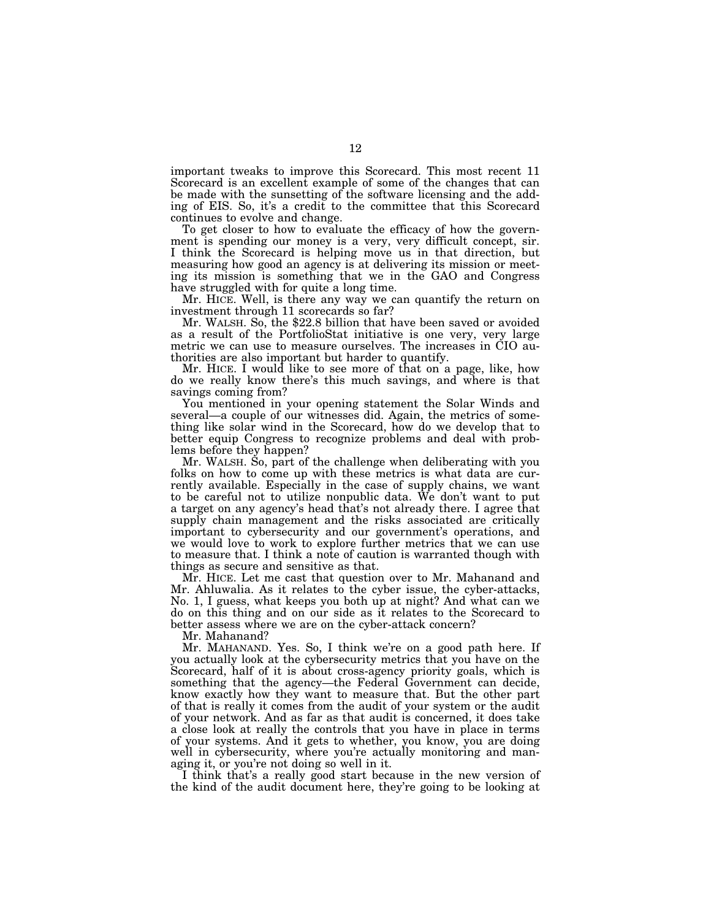important tweaks to improve this Scorecard. This most recent 11 Scorecard is an excellent example of some of the changes that can be made with the sunsetting of the software licensing and the adding of EIS. So, it's a credit to the committee that this Scorecard continues to evolve and change.

To get closer to how to evaluate the efficacy of how the government is spending our money is a very, very difficult concept, sir. I think the Scorecard is helping move us in that direction, but measuring how good an agency is at delivering its mission or meeting its mission is something that we in the GAO and Congress have struggled with for quite a long time.

Mr. HICE. Well, is there any way we can quantify the return on investment through 11 scorecards so far?

Mr. WALSH. So, the $22.8 billion that have been saved or avoided as a result of the PortfolioStat initiative is one very, very large metric we can use to measure ourselves. The increases in CIO authorities are also important but harder to quantify.

Mr. HICE. I would like to see more of that on a page, like, how do we really know there's this much savings, and where is that savings coming from?

You mentioned in your opening statement the Solar Winds and several—a couple of our witnesses did. Again, the metrics of something like solar wind in the Scorecard, how do we develop that to better equip Congress to recognize problems and deal with problems before they happen?

Mr. WALSH. So, part of the challenge when deliberating with you folks on how to come up with these metrics is what data are currently available. Especially in the case of supply chains, we want to be careful not to utilize nonpublic data. We don't want to put a target on any agency's head that's not already there. I agree that supply chain management and the risks associated are critically important to cybersecurity and our government's operations, and we would love to work to explore further metrics that we can use to measure that. I think a note of caution is warranted though with things as secure and sensitive as that.

Mr. HICE. Let me cast that question over to Mr. Mahanand and Mr. Ahluwalia. As it relates to the cyber issue, the cyber-attacks, No. 1, I guess, what keeps you both up at night? And what can we do on this thing and on our side as it relates to the Scorecard to better assess where we are on the cyber-attack concern?

Mr. Mahanand?

Mr. MAHANAND. Yes. So, I think we're on a good path here. If you actually look at the cybersecurity metrics that you have on the Scorecard, half of it is about cross-agency priority goals, which is something that the agency—the Federal Government can decide, know exactly how they want to measure that. But the other part of that is really it comes from the audit of your system or the audit of your network. And as far as that audit is concerned, it does take a close look at really the controls that you have in place in terms of your systems. And it gets to whether, you know, you are doing well in cybersecurity, where you're actually monitoring and managing it, or you're not doing so well in it.

I think that's a really good start because in the new version of the kind of the audit document here, they're going to be looking at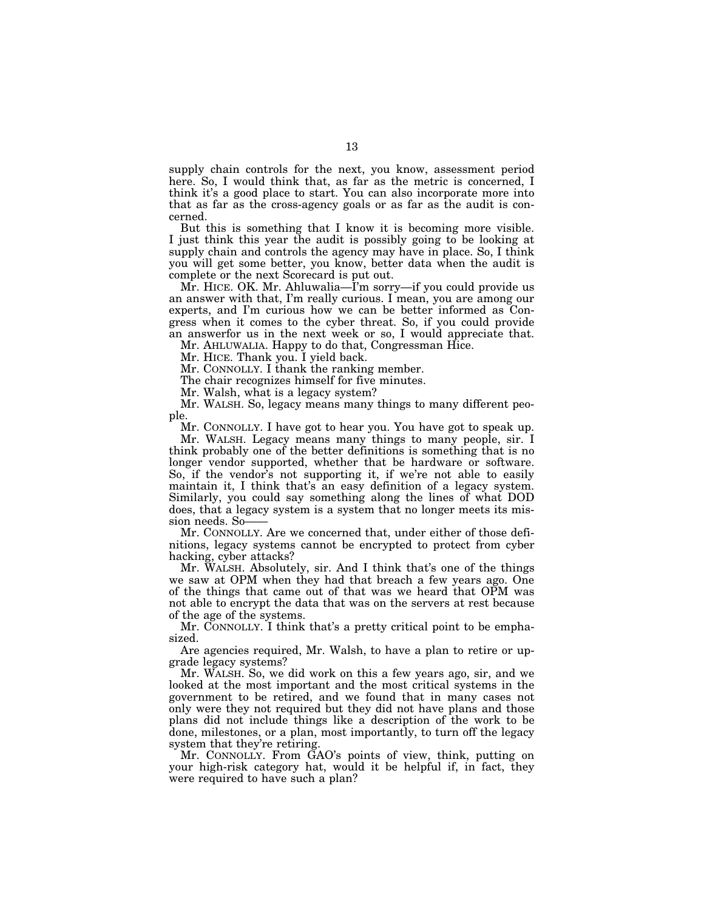supply chain controls for the next, you know, assessment period here. So, I would think that, as far as the metric is concerned, I think it's a good place to start. You can also incorporate more into that as far as the cross-agency goals or as far as the audit is concerned.

But this is something that I know it is becoming more visible. I just think this year the audit is possibly going to be looking at supply chain and controls the agency may have in place. So, I think you will get some better, you know, better data when the audit is complete or the next Scorecard is put out.

Mr. HICE. OK. Mr. Ahluwalia—I'm sorry—if you could provide us an answer with that, I'm really curious. I mean, you are among our experts, and I'm curious how we can be better informed as Congress when it comes to the cyber threat. So, if you could provide an answerfor us in the next week or so, I would appreciate that.

Mr. AHLUWALIA. Happy to do that, Congressman Hice.

Mr. HICE. Thank you. I yield back.

Mr. CONNOLLY. I thank the ranking member.

The chair recognizes himself for five minutes.

Mr. Walsh, what is a legacy system?

Mr. WALSH. So, legacy means many things to many different people.

Mr. CONNOLLY. I have got to hear you. You have got to speak up.

Mr. WALSH. Legacy means many things to many people, sir. I think probably one of the better definitions is something that is no longer vendor supported, whether that be hardware or software. So, if the vendor's not supporting it, if we're not able to easily maintain it, I think that's an easy definition of a legacy system. Similarly, you could say something along the lines of what DOD does, that a legacy system is a system that no longer meets its mission needs. So——

Mr. CONNOLLY. Are we concerned that, under either of those definitions, legacy systems cannot be encrypted to protect from cyber hacking, cyber attacks?

Mr. WALSH. Absolutely, sir. And I think that's one of the things we saw at OPM when they had that breach a few years ago. One of the things that came out of that was we heard that OPM was not able to encrypt the data that was on the servers at rest because of the age of the systems.

Mr. CONNOLLY. I think that's a pretty critical point to be emphasized.

Are agencies required, Mr. Walsh, to have a plan to retire or upgrade legacy systems?

Mr. WALSH. So, we did work on this a few years ago, sir, and we looked at the most important and the most critical systems in the government to be retired, and we found that in many cases not only were they not required but they did not have plans and those plans did not include things like a description of the work to be done, milestones, or a plan, most importantly, to turn off the legacy system that they're retiring.

Mr. CONNOLLY. From GAO's points of view, think, putting on your high-risk category hat, would it be helpful if, in fact, they were required to have such a plan?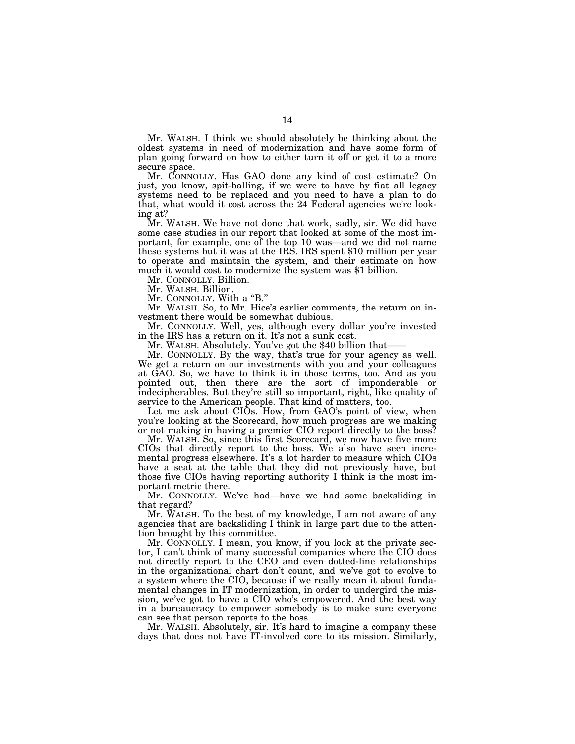Mr. WALSH. I think we should absolutely be thinking about the oldest systems in need of modernization and have some form of plan going forward on how to either turn it off or get it to a more secure space.

Mr. CONNOLLY. Has GAO done any kind of cost estimate? On just, you know, spit-balling, if we were to have by fiat all legacy systems need to be replaced and you need to have a plan to do that, what would it cost across the 24 Federal agencies we're looking at?

Mr. WALSH. We have not done that work, sadly, sir. We did have some case studies in our report that looked at some of the most important, for example, one of the top 10 was—and we did not name these systems but it was at the IRS. IRS spent $10 million per year to operate and maintain the system, and their estimate on how much it would cost to modernize the system was $1 billion.

Mr. CONNOLLY. Billion.

Mr. WALSH. Billion.

Mr. CONNOLLY. With a "B."

Mr. WALSH. So, to Mr. Hice's earlier comments, the return on investment there would be somewhat dubious.

Mr. CONNOLLY. Well, yes, although every dollar you're invested in the IRS has a return on it. It's not a sunk cost.

Mr. WALSH. Absolutely. You've got the $40 billion that——

Mr. CONNOLLY. By the way, that's true for your agency as well. We get a return on our investments with you and your colleagues at GAO. So, we have to think it in those terms, too. And as you pointed out, then there are the sort of imponderable or indecipherables. But they're still so important, right, like quality of service to the American people. That kind of matters, too.

Let me ask about CIOs. How, from GAO's point of view, when you're looking at the Scorecard, how much progress are we making or not making in having a premier CIO report directly to the boss?

Mr. WALSH. So, since this first Scorecard, we now have five more CIOs that directly report to the boss. We also have seen incremental progress elsewhere. It's a lot harder to measure which CIOs have a seat at the table that they did not previously have, but those five CIOs having reporting authority I think is the most important metric there.

Mr. CONNOLLY. We've had—have we had some backsliding in that regard?

Mr. WALSH. To the best of my knowledge, I am not aware of any agencies that are backsliding I think in large part due to the attention brought by this committee.

Mr. CONNOLLY. I mean, you know, if you look at the private sector, I can't think of many successful companies where the CIO does not directly report to the CEO and even dotted-line relationships in the organizational chart don't count, and we've got to evolve to a system where the CIO, because if we really mean it about fundamental changes in IT modernization, in order to undergird the mission, we've got to have a CIO who's empowered. And the best way in a bureaucracy to empower somebody is to make sure everyone can see that person reports to the boss.

Mr. WALSH. Absolutely, sir. It's hard to imagine a company these days that does not have IT-involved core to its mission. Similarly,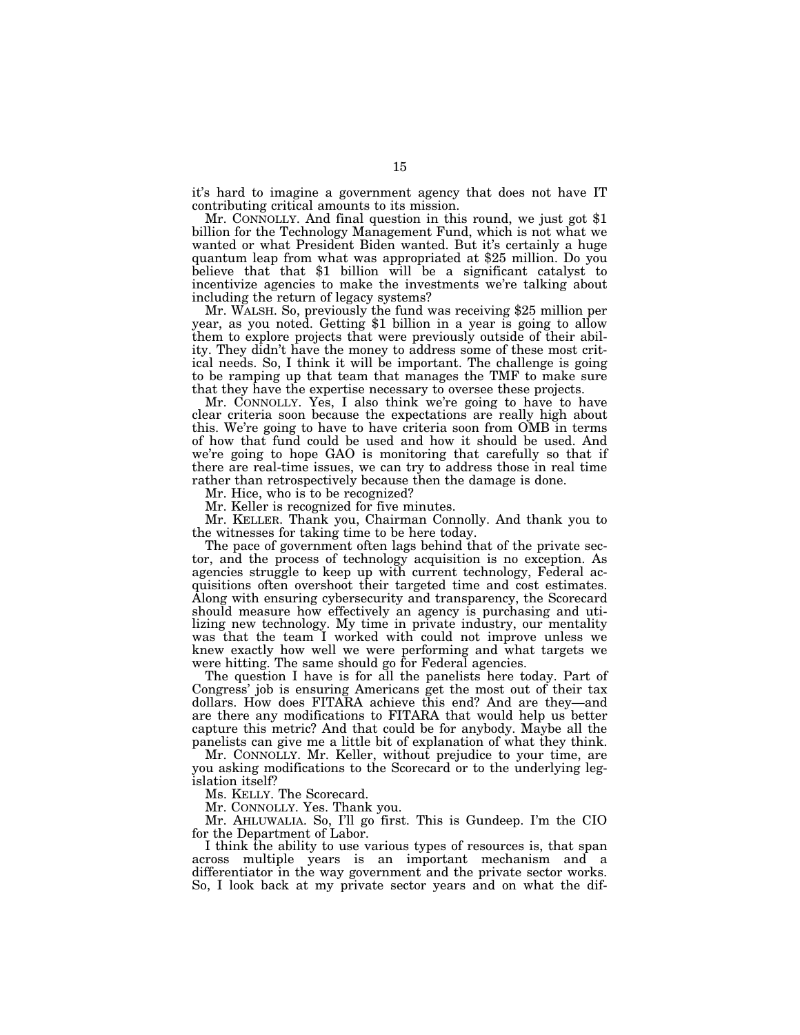it's hard to imagine a government agency that does not have IT contributing critical amounts to its mission.

Mr. CONNOLLY. And final question in this round, we just got $1 billion for the Technology Management Fund, which is not what we wanted or what President Biden wanted. But it's certainly a huge quantum leap from what was appropriated at $25 million. Do you believe that that $1 billion will be a significant catalyst to incentivize agencies to make the investments we're talking about including the return of legacy systems?

Mr. WALSH. So, previously the fund was receiving $25 million per year, as you noted. Getting $1 billion in a year is going to allow them to explore projects that were previously outside of their ability. They didn't have the money to address some of these most critical needs. So, I think it will be important. The challenge is going to be ramping up that team that manages the TMF to make sure that they have the expertise necessary to oversee these projects.

Mr. CONNOLLY. Yes, I also think we're going to have to have clear criteria soon because the expectations are really high about this. We're going to have to have criteria soon from OMB in terms of how that fund could be used and how it should be used. And we're going to hope GAO is monitoring that carefully so that if there are real-time issues, we can try to address those in real time rather than retrospectively because then the damage is done.

Mr. Hice, who is to be recognized?

Mr. Keller is recognized for five minutes.

Mr. KELLER. Thank you, Chairman Connolly. And thank you to the witnesses for taking time to be here today.

The pace of government often lags behind that of the private sector, and the process of technology acquisition is no exception. As agencies struggle to keep up with current technology, Federal acquisitions often overshoot their targeted time and cost estimates. Along with ensuring cybersecurity and transparency, the Scorecard should measure how effectively an agency is purchasing and utilizing new technology. My time in private industry, our mentality was that the team I worked with could not improve unless we knew exactly how well we were performing and what targets we were hitting. The same should go for Federal agencies.

The question I have is for all the panelists here today. Part of Congress' job is ensuring Americans get the most out of their tax dollars. How does FITARA achieve this end? And are they—and are there any modifications to FITARA that would help us better capture this metric? And that could be for anybody. Maybe all the panelists can give me a little bit of explanation of what they think.

Mr. CONNOLLY. Mr. Keller, without prejudice to your time, are you asking modifications to the Scorecard or to the underlying legislation itself?

Ms. KELLY. The Scorecard.

Mr. CONNOLLY. Yes. Thank you.

Mr. AHLUWALIA. So, I'll go first. This is Gundeep. I'm the CIO for the Department of Labor.

I think the ability to use various types of resources is, that span across multiple years is an important mechanism and a differentiator in the way government and the private sector works. So, I look back at my private sector years and on what the dif-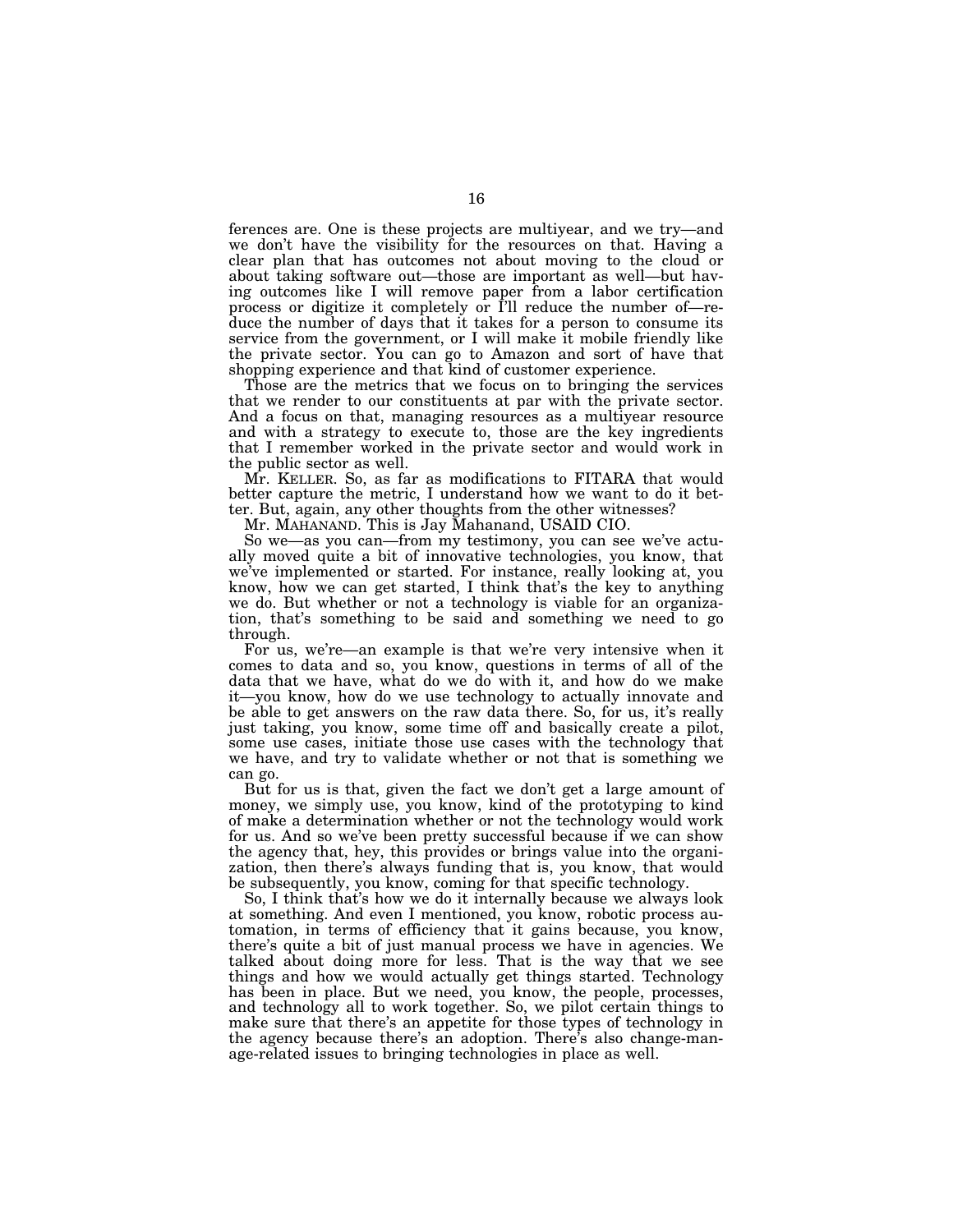ferences are. One is these projects are multiyear, and we try—and we don't have the visibility for the resources on that. Having a clear plan that has outcomes not about moving to the cloud or about taking software out—those are important as well—but having outcomes like I will remove paper from a labor certification process or digitize it completely or I'll reduce the number of—reduce the number of days that it takes for a person to consume its service from the government, or I will make it mobile friendly like the private sector. You can go to Amazon and sort of have that shopping experience and that kind of customer experience.

Those are the metrics that we focus on to bringing the services that we render to our constituents at par with the private sector. And a focus on that, managing resources as a multiyear resource and with a strategy to execute to, those are the key ingredients that I remember worked in the private sector and would work in the public sector as well.

Mr. KELLER. So, as far as modifications to FITARA that would better capture the metric, I understand how we want to do it better. But, again, any other thoughts from the other witnesses?

Mr. MAHANAND. This is Jay Mahanand, USAID CIO.

So we—as you can—from my testimony, you can see we've actually moved quite a bit of innovative technologies, you know, that we've implemented or started. For instance, really looking at, you know, how we can get started, I think that's the key to anything we do. But whether or not a technology is viable for an organization, that's something to be said and something we need to go through.

For us, we're—an example is that we're very intensive when it comes to data and so, you know, questions in terms of all of the data that we have, what do we do with it, and how do we make it—you know, how do we use technology to actually innovate and be able to get answers on the raw data there. So, for us, it's really just taking, you know, some time off and basically create a pilot, some use cases, initiate those use cases with the technology that we have, and try to validate whether or not that is something we can go.

But for us is that, given the fact we don't get a large amount of money, we simply use, you know, kind of the prototyping to kind of make a determination whether or not the technology would work for us. And so we've been pretty successful because if we can show the agency that, hey, this provides or brings value into the organization, then there's always funding that is, you know, that would be subsequently, you know, coming for that specific technology.

So, I think that's how we do it internally because we always look at something. And even I mentioned, you know, robotic process automation, in terms of efficiency that it gains because, you know, there's quite a bit of just manual process we have in agencies. We talked about doing more for less. That is the way that we see things and how we would actually get things started. Technology has been in place. But we need, you know, the people, processes, and technology all to work together. So, we pilot certain things to make sure that there's an appetite for those types of technology in the agency because there's an adoption. There's also change-manage-related issues to bringing technologies in place as well.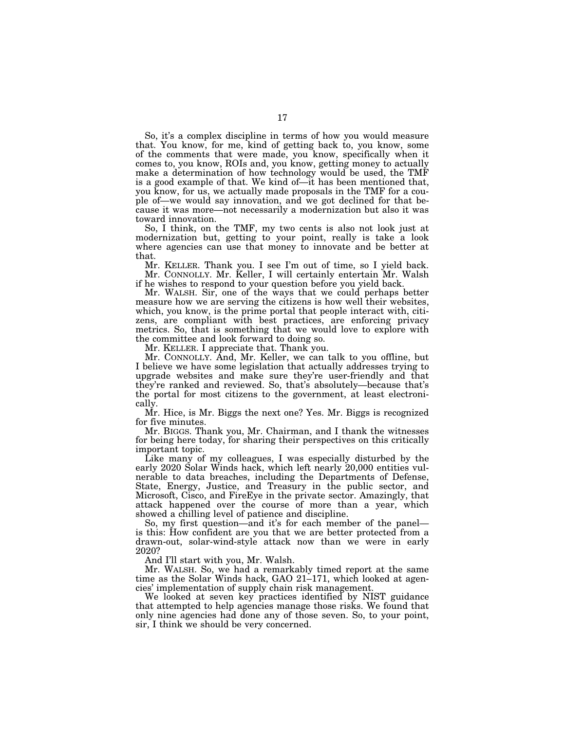So, it's a complex discipline in terms of how you would measure that. You know, for me, kind of getting back to, you know, some of the comments that were made, you know, specifically when it comes to, you know, ROIs and, you know, getting money to actually make a determination of how technology would be used, the TMF is a good example of that. We kind of—it has been mentioned that, you know, for us, we actually made proposals in the TMF for a couple of—we would say innovation, and we got declined for that because it was more—not necessarily a modernization but also it was toward innovation.

So, I think, on the TMF, my two cents is also not look just at modernization but, getting to your point, really is take a look where agencies can use that money to innovate and be better at that.

Mr. KELLER. Thank you. I see I'm out of time, so I yield back.

Mr. CONNOLLY. Mr. Keller, I will certainly entertain Mr. Walsh if he wishes to respond to your question before you yield back.

Mr. WALSH. Sir, one of the ways that we could perhaps better measure how we are serving the citizens is how well their websites, which, you know, is the prime portal that people interact with, citizens, are compliant with best practices, are enforcing privacy metrics. So, that is something that we would love to explore with the committee and look forward to doing so.

Mr. KELLER. I appreciate that. Thank you.

Mr. CONNOLLY. And, Mr. Keller, we can talk to you offline, but I believe we have some legislation that actually addresses trying to upgrade websites and make sure they're user-friendly and that they're ranked and reviewed. So, that's absolutely—because that's the portal for most citizens to the government, at least electronically.

Mr. Hice, is Mr. Biggs the next one? Yes. Mr. Biggs is recognized for five minutes.

Mr. BIGGS. Thank you, Mr. Chairman, and I thank the witnesses for being here today, for sharing their perspectives on this critically important topic.

Like many of my colleagues, I was especially disturbed by the early 2020 Solar Winds hack, which left nearly 20,000 entities vulnerable to data breaches, including the Departments of Defense, State, Energy, Justice, and Treasury in the public sector, and Microsoft, Cisco, and FireEye in the private sector. Amazingly, that attack happened over the course of more than a year, which showed a chilling level of patience and discipline.

So, my first question—and it's for each member of the panel—is this: How confident are you that we are better protected from a drawn-out, solar-wind-style attack now than we were in early 2020?

And I'll start with you, Mr. Walsh.

Mr. WALSH. So, we had a remarkably timed report at the same time as the Solar Winds hack, GAO 21–171, which looked at agencies' implementation of supply chain risk management.

We looked at seven key practices identified by NIST guidance that attempted to help agencies manage those risks. We found that only nine agencies had done any of those seven. So, to your point, sir, I think we should be very concerned.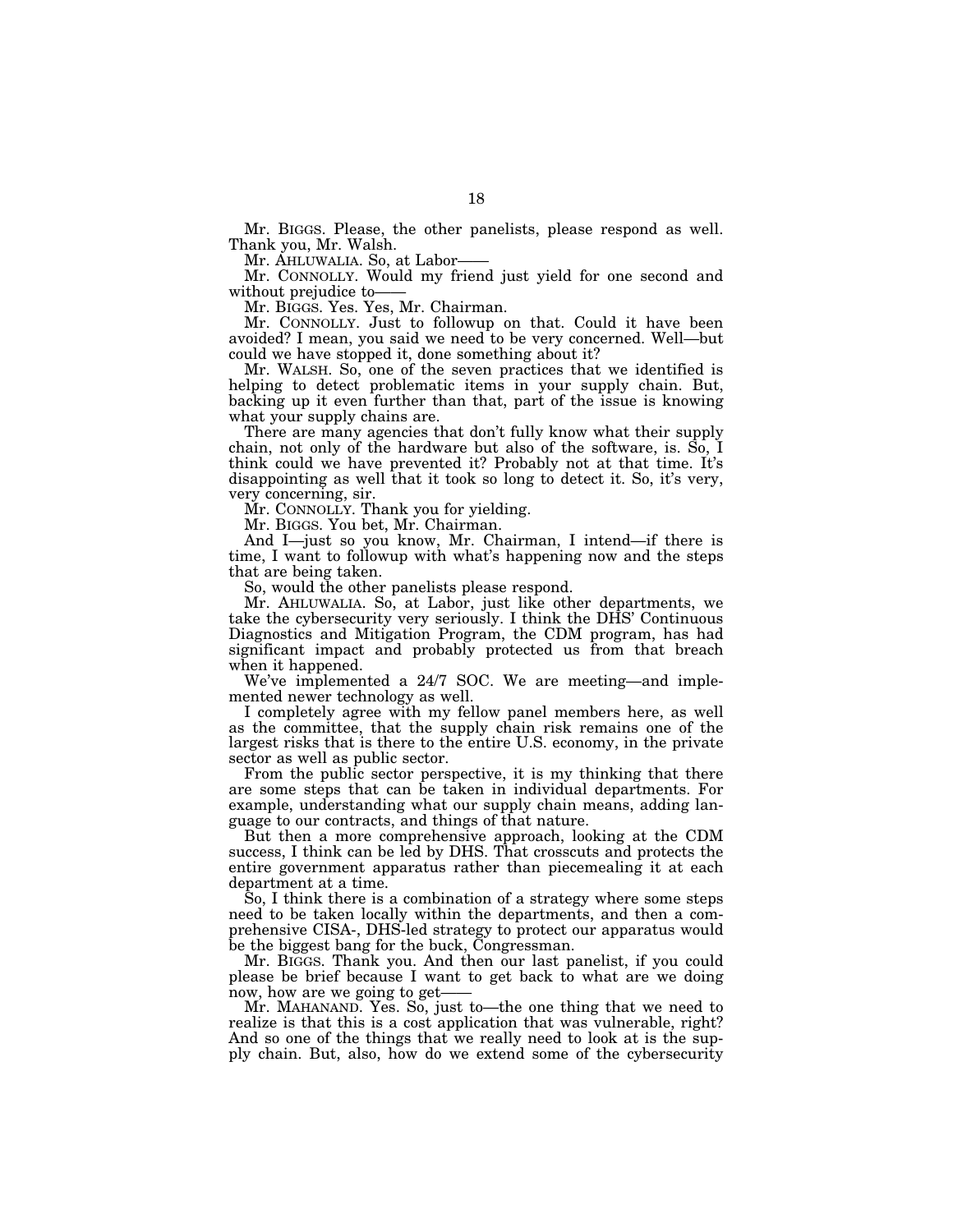Mr. BIGGS. Please, the other panelists, please respond as well. Thank you, Mr. Walsh.

Mr. AHLUWALIA. So, at Labor——

Mr. CONNOLLY. Would my friend just yield for one second and without prejudice to——

Mr. BIGGS. Yes. Yes, Mr. Chairman.

Mr. CONNOLLY. Just to followup on that. Could it have been avoided? I mean, you said we need to be very concerned. Well—but could we have stopped it, done something about it?

Mr. WALSH. So, one of the seven practices that we identified is helping to detect problematic items in your supply chain. But, backing up it even further than that, part of the issue is knowing what your supply chains are.

There are many agencies that don't fully know what their supply chain, not only of the hardware but also of the software, is. So, I think could we have prevented it? Probably not at that time. It's disappointing as well that it took so long to detect it. So, it's very, very concerning, sir.

Mr. CONNOLLY. Thank you for yielding.

Mr. BIGGS. You bet, Mr. Chairman.

And I—just so you know, Mr. Chairman, I intend—if there is time, I want to followup with what's happening now and the steps that are being taken.

So, would the other panelists please respond.

Mr. AHLUWALIA. So, at Labor, just like other departments, we take the cybersecurity very seriously. I think the DHS' Continuous Diagnostics and Mitigation Program, the CDM program, has had significant impact and probably protected us from that breach when it happened.

We've implemented a 24/7 SOC. We are meeting—and implemented newer technology as well.

I completely agree with my fellow panel members here, as well as the committee, that the supply chain risk remains one of the largest risks that is there to the entire U.S. economy, in the private sector as well as public sector.

From the public sector perspective, it is my thinking that there are some steps that can be taken in individual departments. For example, understanding what our supply chain means, adding language to our contracts, and things of that nature.

But then a more comprehensive approach, looking at the CDM success, I think can be led by DHS. That crosscuts and protects the entire government apparatus rather than piecemealing it at each department at a time.

So, I think there is a combination of a strategy where some steps need to be taken locally within the departments, and then a comprehensive CISA-, DHS-led strategy to protect our apparatus would be the biggest bang for the buck, Congressman.

Mr. BIGGS. Thank you. And then our last panelist, if you could please be brief because I want to get back to what are we doing now, how are we going to get——

Mr. MAHANAND. Yes. So, just to—the one thing that we need to realize is that this is a cost application that was vulnerable, right? And so one of the things that we really need to look at is the supply chain. But, also, how do we extend some of the cybersecurity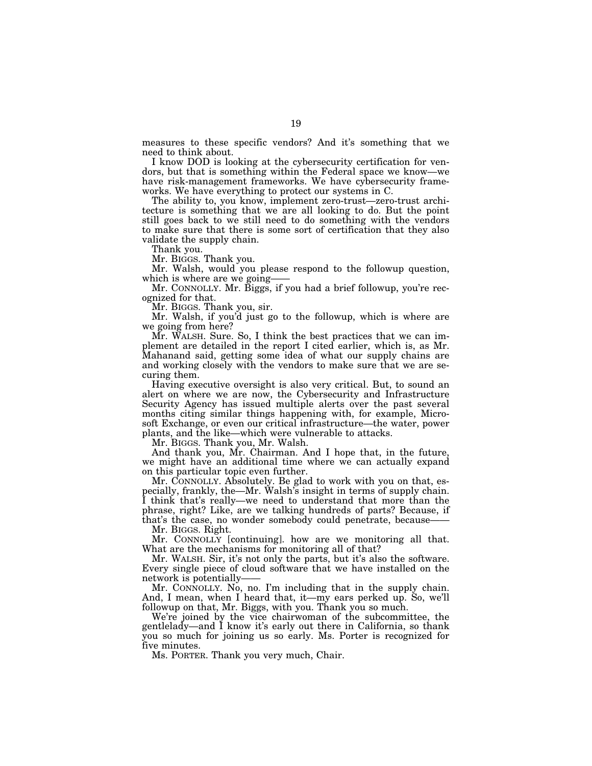measures to these specific vendors? And it's something that we need to think about.

I know DOD is looking at the cybersecurity certification for vendors, but that is something within the Federal space we know—we have risk-management frameworks. We have cybersecurity frameworks. We have everything to protect our systems in C.

The ability to, you know, implement zero-trust—zero-trust architecture is something that we are all looking to do. But the point still goes back to we still need to do something with the vendors to make sure that there is some sort of certification that they also validate the supply chain.

Thank you.

Mr. BIGGS. Thank you.

Mr. Walsh, would you please respond to the followup question, which is where are we going——

Mr. CONNOLLY. Mr. Biggs, if you had a brief followup, you're recognized for that.

Mr. BIGGS. Thank you, sir.

Mr. Walsh, if you'd just go to the followup, which is where are we going from here?

Mr. WALSH. Sure. So, I think the best practices that we can implement are detailed in the report I cited earlier, which is, as Mr. Mahanand said, getting some idea of what our supply chains are and working closely with the vendors to make sure that we are securing them.

Having executive oversight is also very critical. But, to sound an alert on where we are now, the Cybersecurity and Infrastructure Security Agency has issued multiple alerts over the past several months citing similar things happening with, for example, Microsoft Exchange, or even our critical infrastructure—the water, power plants, and the like—which were vulnerable to attacks.

Mr. BIGGS. Thank you, Mr. Walsh.

And thank you, Mr. Chairman. And I hope that, in the future, we might have an additional time where we can actually expand on this particular topic even further.

Mr. CONNOLLY. Absolutely. Be glad to work with you on that, especially, frankly, the—Mr. Walsh's insight in terms of supply chain. I think that's really—we need to understand that more than the phrase, right? Like, are we talking hundreds of parts? Because, if that's the case, no wonder somebody could penetrate, because——

Mr. BIGGS. Right.

Mr. CONNOLLY [continuing]. how are we monitoring all that. What are the mechanisms for monitoring all of that?

Mr. WALSH. Sir, it's not only the parts, but it's also the software. Every single piece of cloud software that we have installed on the network is potentially——

Mr. CONNOLLY. No, no. I'm including that in the supply chain. And, I mean, when I heard that, it—my ears perked up. So, we'll followup on that, Mr. Biggs, with you. Thank you so much.

We're joined by the vice chairwoman of the subcommittee, the gentlelady—and I know it's early out there in California, so thank you so much for joining us so early. Ms. Porter is recognized for five minutes.

Ms. PORTER. Thank you very much, Chair.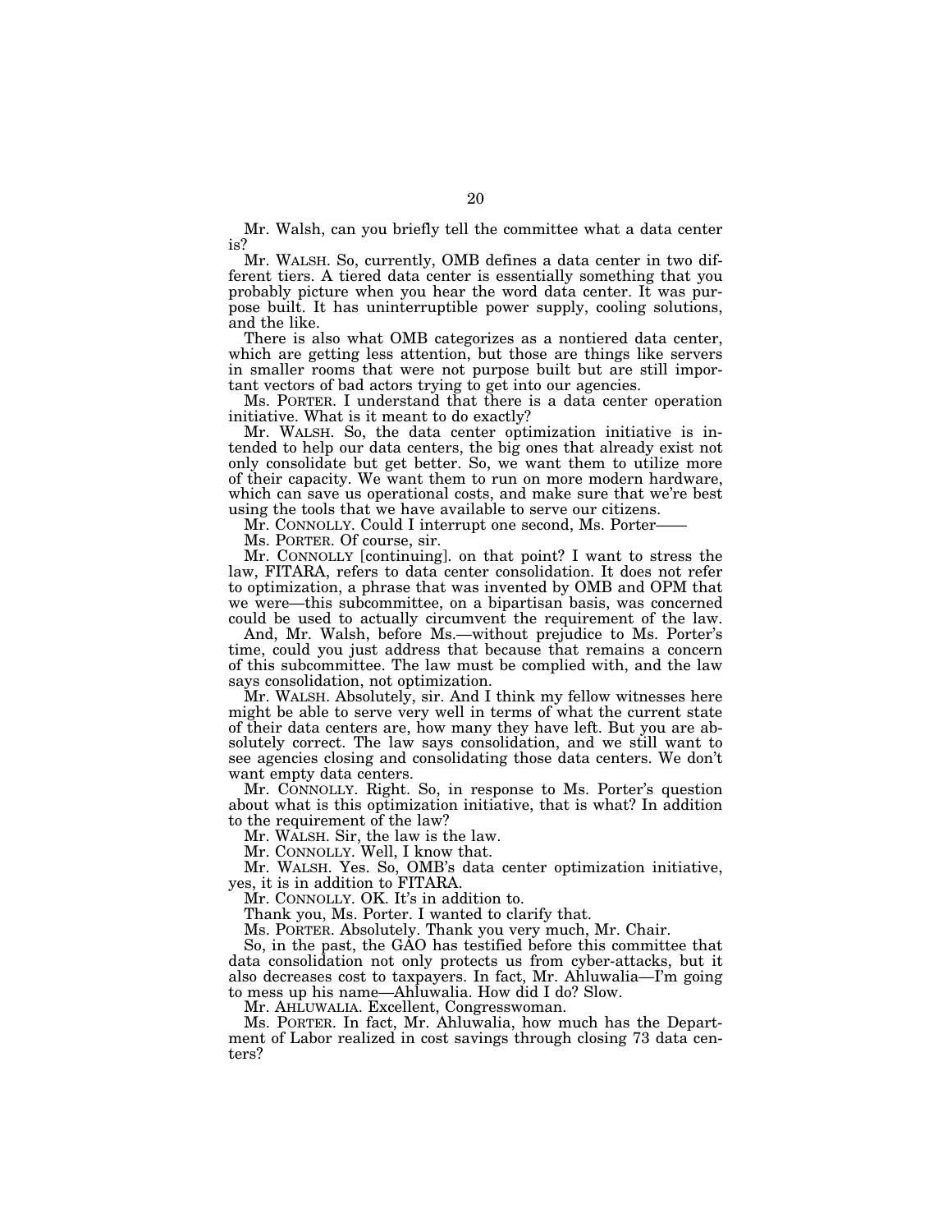Mr. Walsh, can you briefly tell the committee what a data center is?

Mr. WALSH. So, currently, OMB defines a data center in two different tiers. A tiered data center is essentially something that you probably picture when you hear the word data center. It was purpose built. It has uninterruptible power supply, cooling solutions, and the like.

There is also what OMB categorizes as a nontiered data center, which are getting less attention, but those are things like servers in smaller rooms that were not purpose built but are still important vectors of bad actors trying to get into our agencies.

Ms. PORTER. I understand that there is a data center operation initiative. What is it meant to do exactly?

Mr. WALSH. So, the data center optimization initiative is intended to help our data centers, the big ones that already exist not only consolidate but get better. So, we want them to utilize more of their capacity. We want them to run on more modern hardware, which can save us operational costs, and make sure that we're best using the tools that we have available to serve our citizens.

Mr. CONNOLLY. Could I interrupt one second, Ms. Porter——

Ms. PORTER. Of course, sir.

Mr. CONNOLLY [continuing]. on that point? I want to stress the law, FITARA, refers to data center consolidation. It does not refer to optimization, a phrase that was invented by OMB and OPM that we were—this subcommittee, on a bipartisan basis, was concerned could be used to actually circumvent the requirement of the law.

And, Mr. Walsh, before Ms.—without prejudice to Ms. Porter's time, could you just address that because that remains a concern of this subcommittee. The law must be complied with, and the law says consolidation, not optimization.

Mr. WALSH. Absolutely, sir. And I think my fellow witnesses here might be able to serve very well in terms of what the current state of their data centers are, how many they have left. But you are absolutely correct. The law says consolidation, and we still want to see agencies closing and consolidating those data centers. We don't want empty data centers.

Mr. CONNOLLY. Right. So, in response to Ms. Porter's question about what is this optimization initiative, that is what? In addition to the requirement of the law?

Mr. WALSH. Sir, the law is the law.

Mr. CONNOLLY. Well, I know that.

Mr. WALSH. Yes. So, OMB's data center optimization initiative, yes, it is in addition to FITARA.

Mr. CONNOLLY. OK. It's in addition to.

Thank you, Ms. Porter. I wanted to clarify that.

Ms. PORTER. Absolutely. Thank you very much, Mr. Chair.

So, in the past, the GAO has testified before this committee that data consolidation not only protects us from cyber-attacks, but it also decreases cost to taxpayers. In fact, Mr. Ahluwalia—I'm going to mess up his name—Ahluwalia. How did I do? Slow.

Mr. AHLUWALIA. Excellent, Congresswoman.

Ms. PORTER. In fact, Mr. Ahluwalia, how much has the Department of Labor realized in cost savings through closing 73 data centers?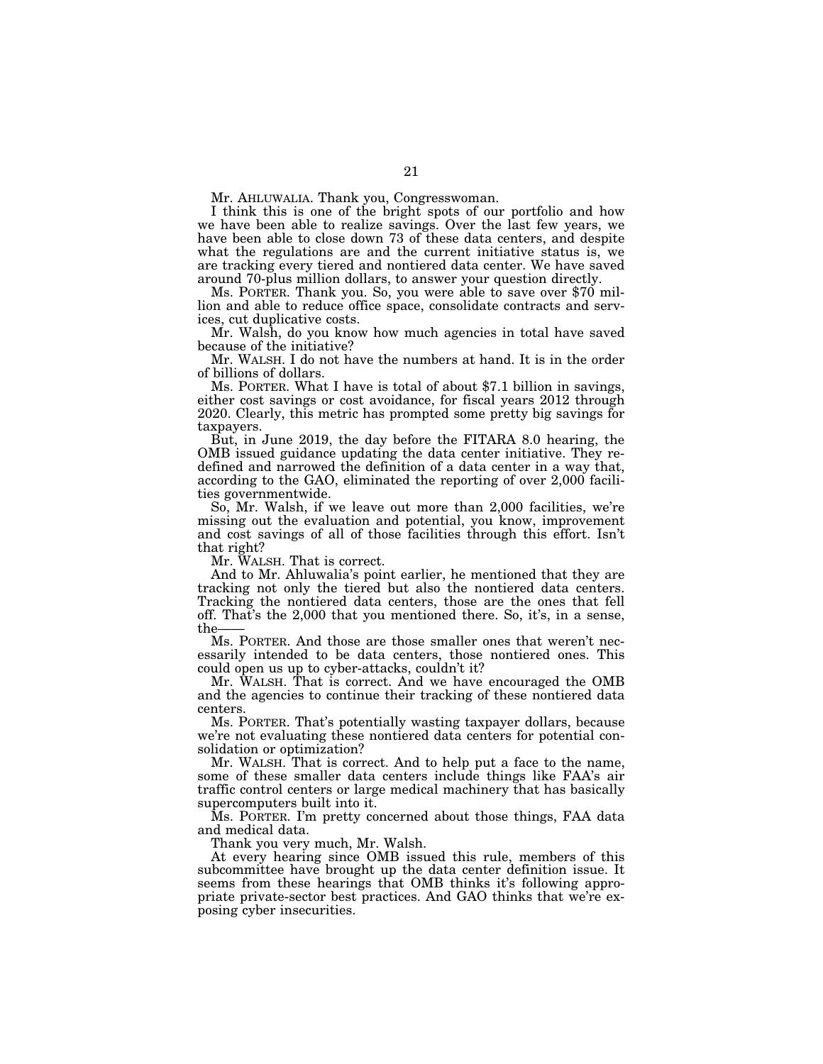Mr. AHLUWALIA. Thank you, Congresswoman.

I think this is one of the bright spots of our portfolio and how we have been able to realize savings. Over the last few years, we have been able to close down 73 of these data centers, and despite what the regulations are and the current initiative status is, we are tracking every tiered and nontiered data center. We have saved around 70-plus million dollars, to answer your question directly.

Ms. PORTER. Thank you. So, you were able to save over $70 million and able to reduce office space, consolidate contracts and services, cut duplicative costs.

Mr. Walsh, do you know how much agencies in total have saved because of the initiative?

Mr. WALSH. I do not have the numbers at hand. It is in the order of billions of dollars.

Ms. PORTER. What I have is total of about $7.1 billion in savings, either cost savings or cost avoidance, for fiscal years 2012 through 2020. Clearly, this metric has prompted some pretty big savings for taxpayers.

But, in June 2019, the day before the FITARA 8.0 hearing, the OMB issued guidance updating the data center initiative. They redefined and narrowed the definition of a data center in a way that, according to the GAO, eliminated the reporting of over 2,000 facilities governmentwide.

So, Mr. Walsh, if we leave out more than 2,000 facilities, we're missing out the evaluation and potential, you know, improvement and cost savings of all of those facilities through this effort. Isn't that right?

Mr. WALSH. That is correct.

And to Mr. Ahluwalia's point earlier, he mentioned that they are tracking not only the tiered but also the nontiered data centers. Tracking the nontiered data centers, those are the ones that fell off. That's the 2,000 that you mentioned there. So, it's, in a sense, the——

Ms. PORTER. And those are those smaller ones that weren't necessarily intended to be data centers, those nontiered ones. This could open us up to cyber-attacks, couldn't it?

Mr. WALSH. That is correct. And we have encouraged the OMB and the agencies to continue their tracking of these nontiered data centers.

Ms. PORTER. That's potentially wasting taxpayer dollars, because we're not evaluating these nontiered data centers for potential consolidation or optimization?

Mr. WALSH. That is correct. And to help put a face to the name, some of these smaller data centers include things like FAA's air traffic control centers or large medical machinery that has basically supercomputers built into it.

Ms. PORTER. I'm pretty concerned about those things, FAA data and medical data.

Thank you very much, Mr. Walsh.

At every hearing since OMB issued this rule, members of this subcommittee have brought up the data center definition issue. It seems from these hearings that OMB thinks it's following appropriate private-sector best practices. And GAO thinks that we're exposing cyber insecurities.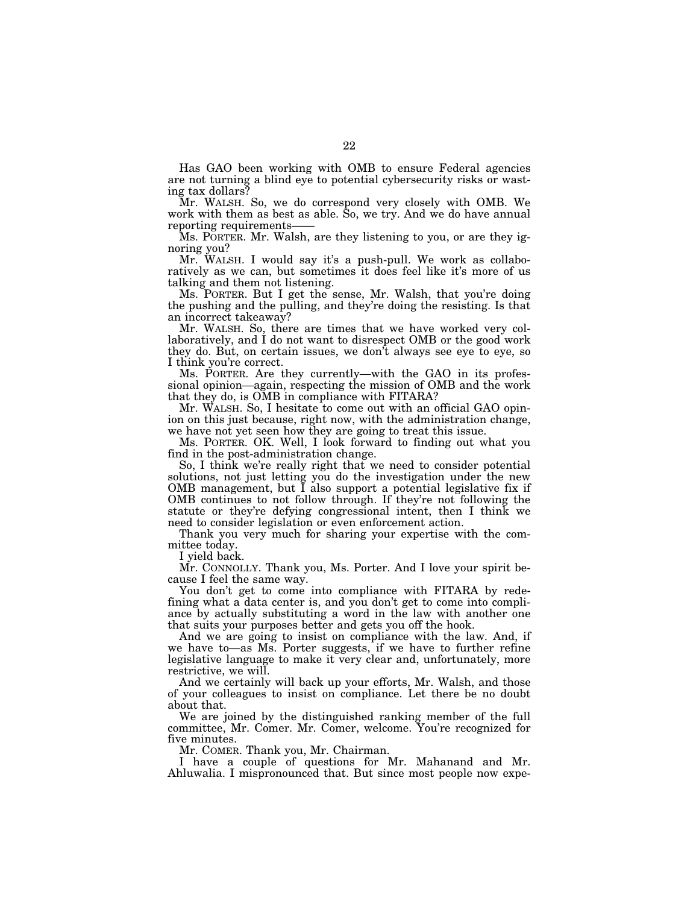Has GAO been working with OMB to ensure Federal agencies are not turning a blind eye to potential cybersecurity risks or wasting tax dollars?

Mr. WALSH. So, we do correspond very closely with OMB. We work with them as best as able. So, we try. And we do have annual reporting requirements——

Ms. PORTER. Mr. Walsh, are they listening to you, or are they ignoring you?

Mr. WALSH. I would say it's a push-pull. We work as collaboratively as we can, but sometimes it does feel like it's more of us talking and them not listening.

Ms. PORTER. But I get the sense, Mr. Walsh, that you're doing the pushing and the pulling, and they're doing the resisting. Is that an incorrect takeaway?

Mr. WALSH. So, there are times that we have worked very collaboratively, and I do not want to disrespect OMB or the good work they do. But, on certain issues, we don't always see eye to eye, so I think you're correct.

Ms. PORTER. Are they currently—with the GAO in its professional opinion—again, respecting the mission of OMB and the work that they do, is OMB in compliance with FITARA?

Mr. WALSH. So, I hesitate to come out with an official GAO opinion on this just because, right now, with the administration change, we have not yet seen how they are going to treat this issue.

Ms. PORTER. OK. Well, I look forward to finding out what you find in the post-administration change.

So, I think we're really right that we need to consider potential solutions, not just letting you do the investigation under the new OMB management, but I also support a potential legislative fix if OMB continues to not follow through. If they're not following the statute or they're defying congressional intent, then I think we need to consider legislation or even enforcement action.

Thank you very much for sharing your expertise with the committee today.

I yield back.

Mr. CONNOLLY. Thank you, Ms. Porter. And I love your spirit because I feel the same way.

You don't get to come into compliance with FITARA by redefining what a data center is, and you don't get to come into compliance by actually substituting a word in the law with another one that suits your purposes better and gets you off the hook.

And we are going to insist on compliance with the law. And, if we have to—as Ms. Porter suggests, if we have to further refine legislative language to make it very clear and, unfortunately, more restrictive, we will.

And we certainly will back up your efforts, Mr. Walsh, and those of your colleagues to insist on compliance. Let there be no doubt about that.

We are joined by the distinguished ranking member of the full committee, Mr. Comer. Mr. Comer, welcome. You're recognized for five minutes.

Mr. COMER. Thank you, Mr. Chairman.

I have a couple of questions for Mr. Mahanand and Mr. Ahluwalia. I mispronounced that. But since most people now expe-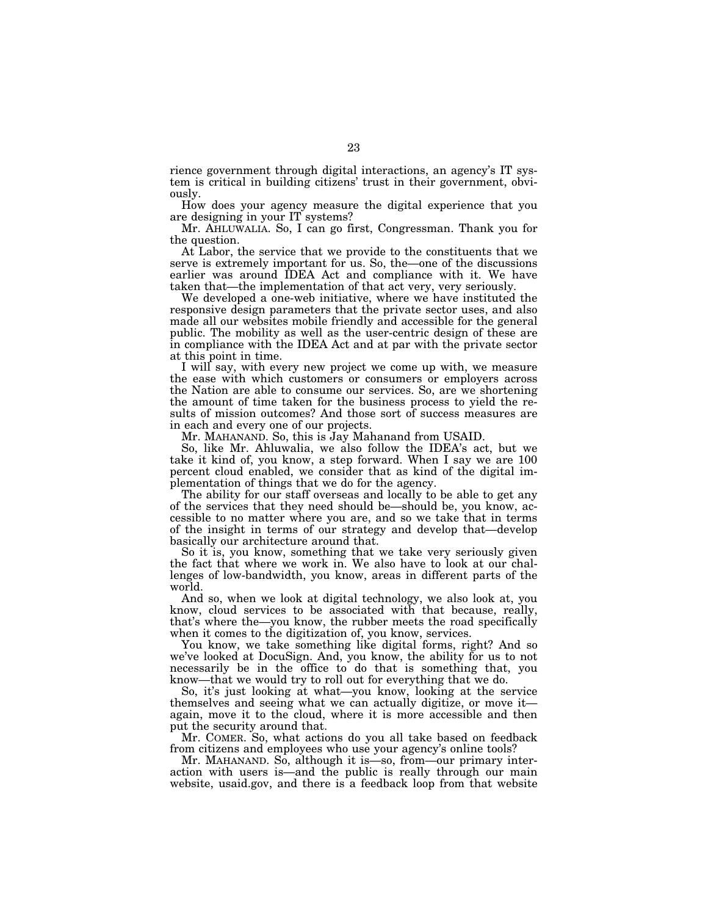rience government through digital interactions, an agency's IT system is critical in building citizens' trust in their government, obviously.

How does your agency measure the digital experience that you are designing in your IT systems?

Mr. AHLUWALIA. So, I can go first, Congressman. Thank you for the question.

At Labor, the service that we provide to the constituents that we serve is extremely important for us. So, the—one of the discussions earlier was around IDEA Act and compliance with it. We have taken that—the implementation of that act very, very seriously.

We developed a one-web initiative, where we have instituted the responsive design parameters that the private sector uses, and also made all our websites mobile friendly and accessible for the general public. The mobility as well as the user-centric design of these are in compliance with the IDEA Act and at par with the private sector at this point in time.

I will say, with every new project we come up with, we measure the ease with which customers or consumers or employers across the Nation are able to consume our services. So, are we shortening the amount of time taken for the business process to yield the results of mission outcomes? And those sort of success measures are in each and every one of our projects.

Mr. MAHANAND. So, this is Jay Mahanand from USAID.

So, like Mr. Ahluwalia, we also follow the IDEA's act, but we take it kind of, you know, a step forward. When I say we are 100 percent cloud enabled, we consider that as kind of the digital implementation of things that we do for the agency.

The ability for our staff overseas and locally to be able to get any of the services that they need should be—should be, you know, accessible to no matter where you are, and so we take that in terms of the insight in terms of our strategy and develop that—develop basically our architecture around that.

So it is, you know, something that we take very seriously given the fact that where we work in. We also have to look at our challenges of low-bandwidth, you know, areas in different parts of the world.

And so, when we look at digital technology, we also look at, you know, cloud services to be associated with that because, really, that's where the—you know, the rubber meets the road specifically when it comes to the digitization of, you know, services.

You know, we take something like digital forms, right? And so we've looked at DocuSign. And, you know, the ability for us to not necessarily be in the office to do that is something that, you know—that we would try to roll out for everything that we do.

So, it's just looking at what—you know, looking at the service themselves and seeing what we can actually digitize, or move it—again, move it to the cloud, where it is more accessible and then put the security around that.

Mr. COMER. So, what actions do you all take based on feedback from citizens and employees who use your agency's online tools?

Mr. MAHANAND. So, although it is—so, from—our primary interaction with users is—and the public is really through our main website, usaid.gov, and there is a feedback loop from that website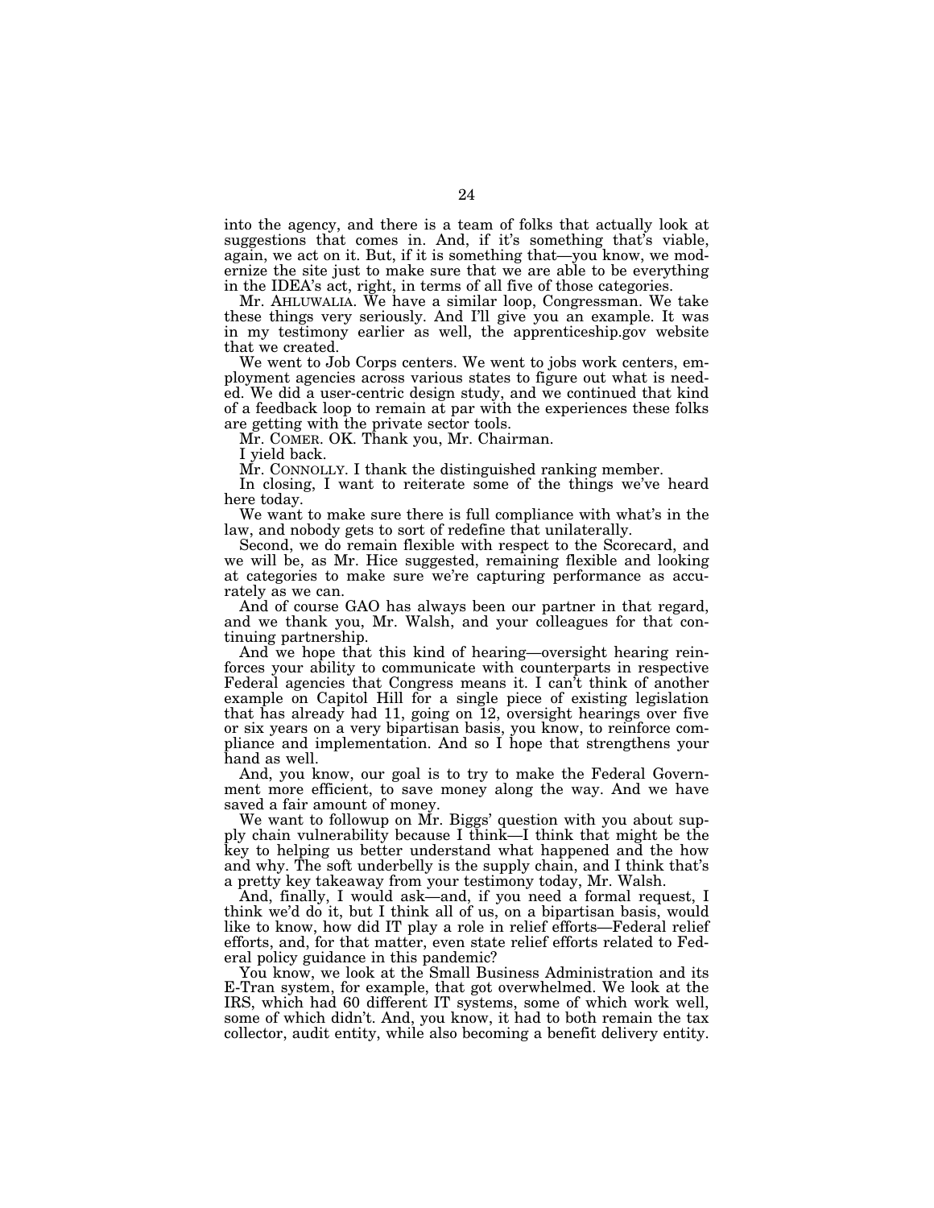into the agency, and there is a team of folks that actually look at suggestions that comes in. And, if it's something that's viable, again, we act on it. But, if it is something that—you know, we modernize the site just to make sure that we are able to be everything in the IDEA's act, right, in terms of all five of those categories.

Mr. AHLUWALIA. We have a similar loop, Congressman. We take these things very seriously. And I'll give you an example. It was in my testimony earlier as well, the apprenticeship.gov website that we created.

We went to Job Corps centers. We went to jobs work centers, employment agencies across various states to figure out what is needed. We did a user-centric design study, and we continued that kind of a feedback loop to remain at par with the experiences these folks are getting with the private sector tools.

Mr. COMER. OK. Thank you, Mr. Chairman.

I yield back.

Mr. CONNOLLY. I thank the distinguished ranking member.

In closing, I want to reiterate some of the things we've heard here today.

We want to make sure there is full compliance with what's in the law, and nobody gets to sort of redefine that unilaterally.

Second, we do remain flexible with respect to the Scorecard, and we will be, as Mr. Hice suggested, remaining flexible and looking at categories to make sure we're capturing performance as accurately as we can.

And of course GAO has always been our partner in that regard, and we thank you, Mr. Walsh, and your colleagues for that continuing partnership.

And we hope that this kind of hearing—oversight hearing reinforces your ability to communicate with counterparts in respective Federal agencies that Congress means it. I can't think of another example on Capitol Hill for a single piece of existing legislation that has already had 11, going on 12, oversight hearings over five or six years on a very bipartisan basis, you know, to reinforce compliance and implementation. And so I hope that strengthens your hand as well.

And, you know, our goal is to try to make the Federal Government more efficient, to save money along the way. And we have saved a fair amount of money.

We want to followup on Mr. Biggs' question with you about supply chain vulnerability because I think—I think that might be the key to helping us better understand what happened and the how and why. The soft underbelly is the supply chain, and I think that's a pretty key takeaway from your testimony today, Mr. Walsh.

And, finally, I would ask—and, if you need a formal request, I think we'd do it, but I think all of us, on a bipartisan basis, would like to know, how did IT play a role in relief efforts—Federal relief efforts, and, for that matter, even state relief efforts related to Federal policy guidance in this pandemic?

You know, we look at the Small Business Administration and its E-Tran system, for example, that got overwhelmed. We look at the IRS, which had 60 different IT systems, some of which work well, some of which didn't. And, you know, it had to both remain the tax collector, audit entity, while also becoming a benefit delivery entity.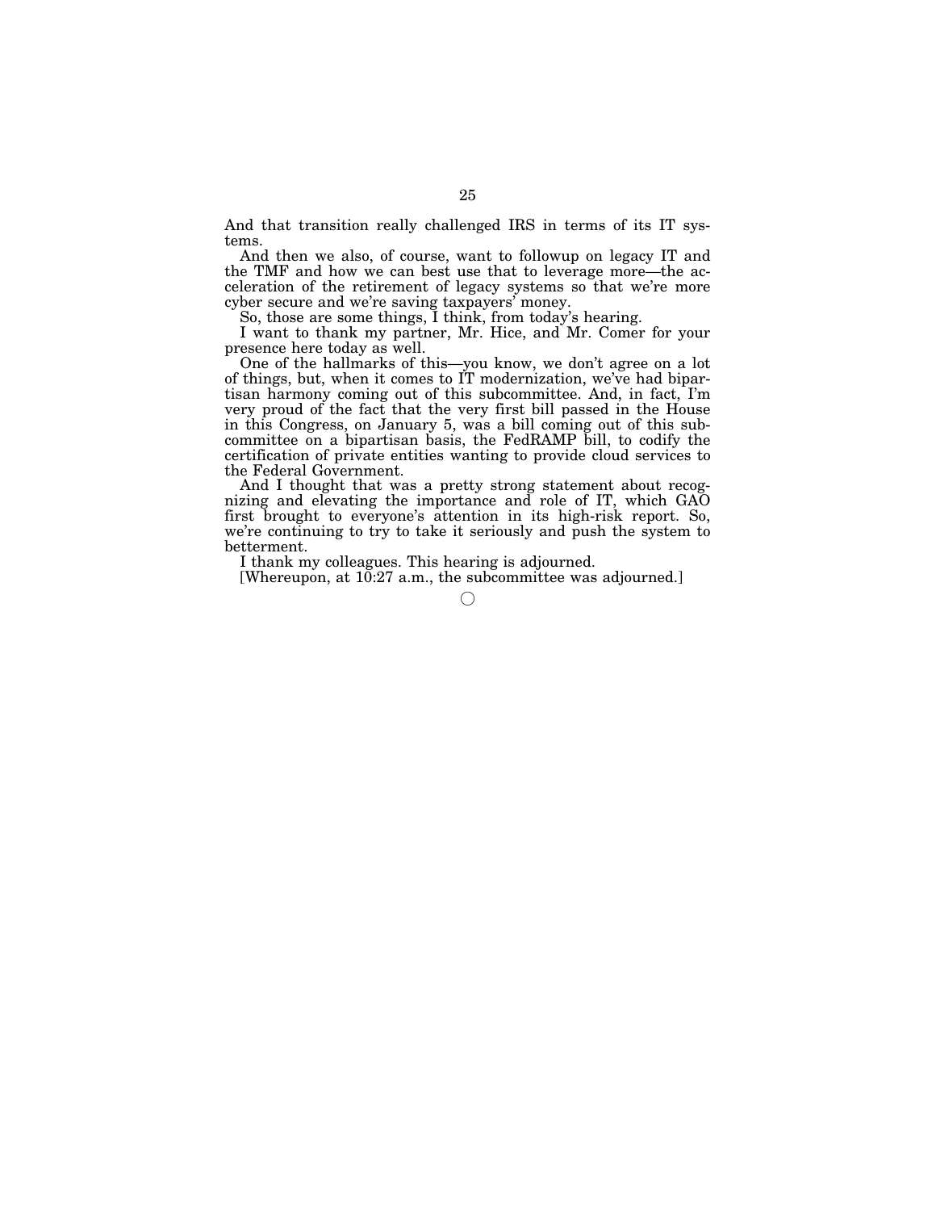And that transition really challenged IRS in terms of its IT systems.

And then we also, of course, want to followup on legacy IT and the TMF and how we can best use that to leverage more—the acceleration of the retirement of legacy systems so that we're more cyber secure and we're saving taxpayers' money.

So, those are some things, I think, from today's hearing.

I want to thank my partner, Mr. Hice, and Mr. Comer for your presence here today as well.

One of the hallmarks of this—you know, we don't agree on a lot of things, but, when it comes to IT modernization, we've had bipartisan harmony coming out of this subcommittee. And, in fact, I'm very proud of the fact that the very first bill passed in the House in this Congress, on January 5, was a bill coming out of this subcommittee on a bipartisan basis, the FedRAMP bill, to codify the certification of private entities wanting to provide cloud services to the Federal Government.

And I thought that was a pretty strong statement about recognizing and elevating the importance and role of IT, which GAO first brought to everyone's attention in its high-risk report. So, we're continuing to try to take it seriously and push the system to betterment.

I thank my colleagues. This hearing is adjourned.

[Whereupon, at 10:27 a.m., the subcommittee was adjourned.]

○